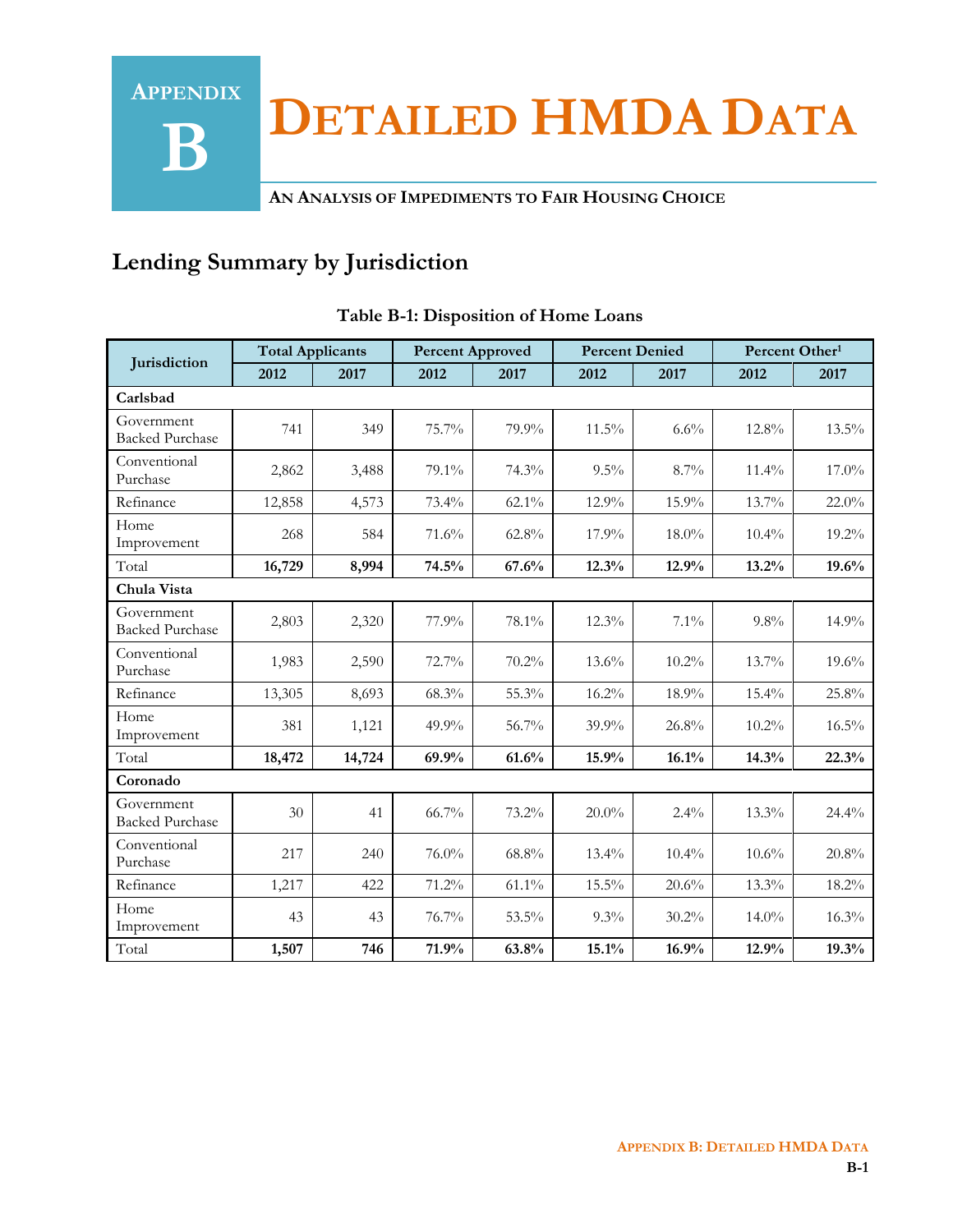# Appendix B Detailed HMDA Data

**An Analysis of Impediments to Fair Housing Choice**

## Lending Summary by Jurisdiction

**Table B-1: Disposition of Home Loans**

| Jurisdiction | Total Applicants | | Percent Approved | | Percent Denied | | Percent Other[1] | |
|---|---|---|---|---|---|---|---|---|
| | 2012 | 2017 | 2012 | 2017 | 2012 | 2017 | 2012 | 2017 |
| **Carlsbad** | | | | | | | | |
| Government Backed Purchase | 741 | 349 | 75.7% | 79.9% | 11.5% | 6.6% | 12.8% | 13.5% |
| Conventional Purchase | 2,862 | 3,488 | 79.1% | 74.3% | 9.5% | 8.7% | 11.4% | 17.0% |
| Refinance | 12,858 | 4,573 | 73.4% | 62.1% | 12.9% | 15.9% | 13.7% | 22.0% |
| Home Improvement | 268 | 584 | 71.6% | 62.8% | 17.9% | 18.0% | 10.4% | 19.2% |
| Total | **16,729** | **8,994** | **74.5%** | **67.6%** | **12.3%** | **12.9%** | **13.2%** | **19.6%** |
| **Chula Vista** | | | | | | | | |
| Government Backed Purchase | 2,803 | 2,320 | 77.9% | 78.1% | 12.3% | 7.1% | 9.8% | 14.9% |
| Conventional Purchase | 1,983 | 2,590 | 72.7% | 70.2% | 13.6% | 10.2% | 13.7% | 19.6% |
| Refinance | 13,305 | 8,693 | 68.3% | 55.3% | 16.2% | 18.9% | 15.4% | 25.8% |
| Home Improvement | 381 | 1,121 | 49.9% | 56.7% | 39.9% | 26.8% | 10.2% | 16.5% |
| Total | **18,472** | **14,724** | **69.9%** | **61.6%** | **15.9%** | **16.1%** | **14.3%** | **22.3%** |
| **Coronado** | | | | | | | | |
| Government Backed Purchase | 30 | 41 | 66.7% | 73.2% | 20.0% | 2.4% | 13.3% | 24.4% |
| Conventional Purchase | 217 | 240 | 76.0% | 68.8% | 13.4% | 10.4% | 10.6% | 20.8% |
| Refinance | 1,217 | 422 | 71.2% | 61.1% | 15.5% | 20.6% | 13.3% | 18.2% |
| Home Improvement | 43 | 43 | 76.7% | 53.5% | 9.3% | 30.2% | 14.0% | 16.3% |
| Total | **1,507** | **746** | **71.9%** | **63.8%** | **15.1%** | **16.9%** | **12.9%** | **19.3%** |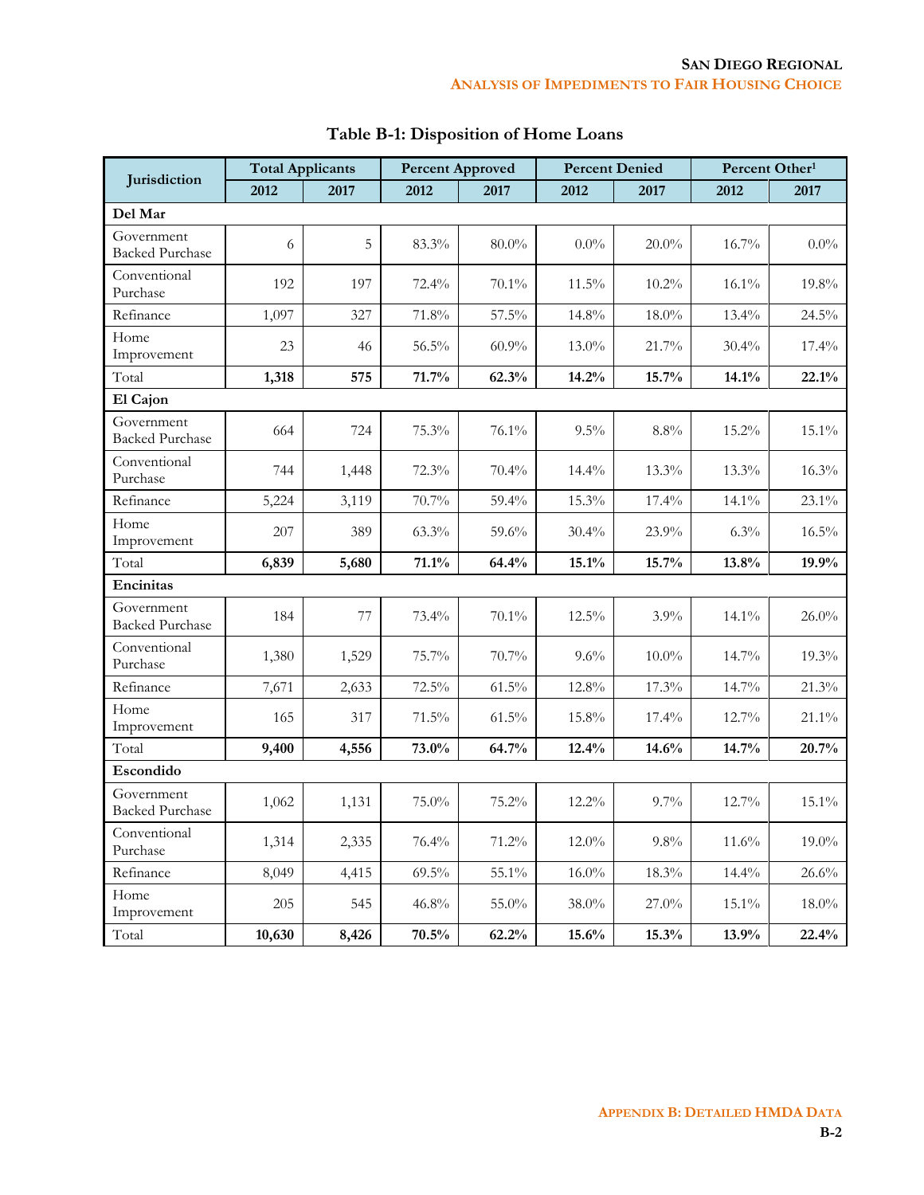## Table B-1: Disposition of Home Loans

| Jurisdiction | Total Applicants | | Percent Approved | | Percent Denied | | Percent Other[1] | |
|---|---|---|---|---|---|---|---|---|
| | 2012 | 2017 | 2012 | 2017 | 2012 | 2017 | 2012 | 2017 |
| **Del Mar** | | | | | | | | |
| Government Backed Purchase | 6 | 5 | 83.3% | 80.0% | 0.0% | 20.0% | 16.7% | 0.0% |
| Conventional Purchase | 192 | 197 | 72.4% | 70.1% | 11.5% | 10.2% | 16.1% | 19.8% |
| Refinance | 1,097 | 327 | 71.8% | 57.5% | 14.8% | 18.0% | 13.4% | 24.5% |
| Home Improvement | 23 | 46 | 56.5% | 60.9% | 13.0% | 21.7% | 30.4% | 17.4% |
| Total | **1,318** | **575** | **71.7%** | **62.3%** | **14.2%** | **15.7%** | **14.1%** | **22.1%** |
| **El Cajon** | | | | | | | | |
| Government Backed Purchase | 664 | 724 | 75.3% | 76.1% | 9.5% | 8.8% | 15.2% | 15.1% |
| Conventional Purchase | 744 | 1,448 | 72.3% | 70.4% | 14.4% | 13.3% | 13.3% | 16.3% |
| Refinance | 5,224 | 3,119 | 70.7% | 59.4% | 15.3% | 17.4% | 14.1% | 23.1% |
| Home Improvement | 207 | 389 | 63.3% | 59.6% | 30.4% | 23.9% | 6.3% | 16.5% |
| Total | **6,839** | **5,680** | **71.1%** | **64.4%** | **15.1%** | **15.7%** | **13.8%** | **19.9%** |
| **Encinitas** | | | | | | | | |
| Government Backed Purchase | 184 | 77 | 73.4% | 70.1% | 12.5% | 3.9% | 14.1% | 26.0% |
| Conventional Purchase | 1,380 | 1,529 | 75.7% | 70.7% | 9.6% | 10.0% | 14.7% | 19.3% |
| Refinance | 7,671 | 2,633 | 72.5% | 61.5% | 12.8% | 17.3% | 14.7% | 21.3% |
| Home Improvement | 165 | 317 | 71.5% | 61.5% | 15.8% | 17.4% | 12.7% | 21.1% |
| Total | **9,400** | **4,556** | **73.0%** | **64.7%** | **12.4%** | **14.6%** | **14.7%** | **20.7%** |
| **Escondido** | | | | | | | | |
| Government Backed Purchase | 1,062 | 1,131 | 75.0% | 75.2% | 12.2% | 9.7% | 12.7% | 15.1% |
| Conventional Purchase | 1,314 | 2,335 | 76.4% | 71.2% | 12.0% | 9.8% | 11.6% | 19.0% |
| Refinance | 8,049 | 4,415 | 69.5% | 55.1% | 16.0% | 18.3% | 14.4% | 26.6% |
| Home Improvement | 205 | 545 | 46.8% | 55.0% | 38.0% | 27.0% | 15.1% | 18.0% |
| Total | **10,630** | **8,426** | **70.5%** | **62.2%** | **15.6%** | **15.3%** | **13.9%** | **22.4%** |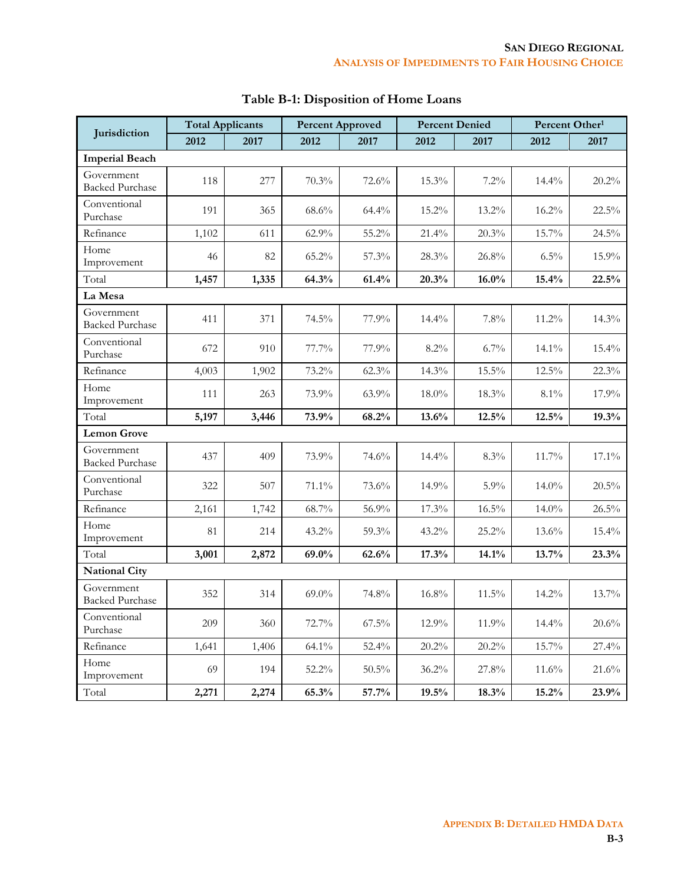## Table B-1: Disposition of Home Loans

| Jurisdiction | Total Applicants | | Percent Approved | | Percent Denied | | Percent Other[1] | |
|---|---|---|---|---|---|---|---|---|
| | 2012 | 2017 | 2012 | 2017 | 2012 | 2017 | 2012 | 2017 |
| **Imperial Beach** | | | | | | | | |
| Government Backed Purchase | 118 | 277 | 70.3% | 72.6% | 15.3% | 7.2% | 14.4% | 20.2% |
| Conventional Purchase | 191 | 365 | 68.6% | 64.4% | 15.2% | 13.2% | 16.2% | 22.5% |
| Refinance | 1,102 | 611 | 62.9% | 55.2% | 21.4% | 20.3% | 15.7% | 24.5% |
| Home Improvement | 46 | 82 | 65.2% | 57.3% | 28.3% | 26.8% | 6.5% | 15.9% |
| Total | **1,457** | **1,335** | **64.3%** | **61.4%** | **20.3%** | **16.0%** | **15.4%** | **22.5%** |
| **La Mesa** | | | | | | | | |
| Government Backed Purchase | 411 | 371 | 74.5% | 77.9% | 14.4% | 7.8% | 11.2% | 14.3% |
| Conventional Purchase | 672 | 910 | 77.7% | 77.9% | 8.2% | 6.7% | 14.1% | 15.4% |
| Refinance | 4,003 | 1,902 | 73.2% | 62.3% | 14.3% | 15.5% | 12.5% | 22.3% |
| Home Improvement | 111 | 263 | 73.9% | 63.9% | 18.0% | 18.3% | 8.1% | 17.9% |
| Total | **5,197** | **3,446** | **73.9%** | **68.2%** | **13.6%** | **12.5%** | **12.5%** | **19.3%** |
| **Lemon Grove** | | | | | | | | |
| Government Backed Purchase | 437 | 409 | 73.9% | 74.6% | 14.4% | 8.3% | 11.7% | 17.1% |
| Conventional Purchase | 322 | 507 | 71.1% | 73.6% | 14.9% | 5.9% | 14.0% | 20.5% |
| Refinance | 2,161 | 1,742 | 68.7% | 56.9% | 17.3% | 16.5% | 14.0% | 26.5% |
| Home Improvement | 81 | 214 | 43.2% | 59.3% | 43.2% | 25.2% | 13.6% | 15.4% |
| Total | **3,001** | **2,872** | **69.0%** | **62.6%** | **17.3%** | **14.1%** | **13.7%** | **23.3%** |
| **National City** | | | | | | | | |
| Government Backed Purchase | 352 | 314 | 69.0% | 74.8% | 16.8% | 11.5% | 14.2% | 13.7% |
| Conventional Purchase | 209 | 360 | 72.7% | 67.5% | 12.9% | 11.9% | 14.4% | 20.6% |
| Refinance | 1,641 | 1,406 | 64.1% | 52.4% | 20.2% | 20.2% | 15.7% | 27.4% |
| Home Improvement | 69 | 194 | 52.2% | 50.5% | 36.2% | 27.8% | 11.6% | 21.6% |
| Total | **2,271** | **2,274** | **65.3%** | **57.7%** | **19.5%** | **18.3%** | **15.2%** | **23.9%** |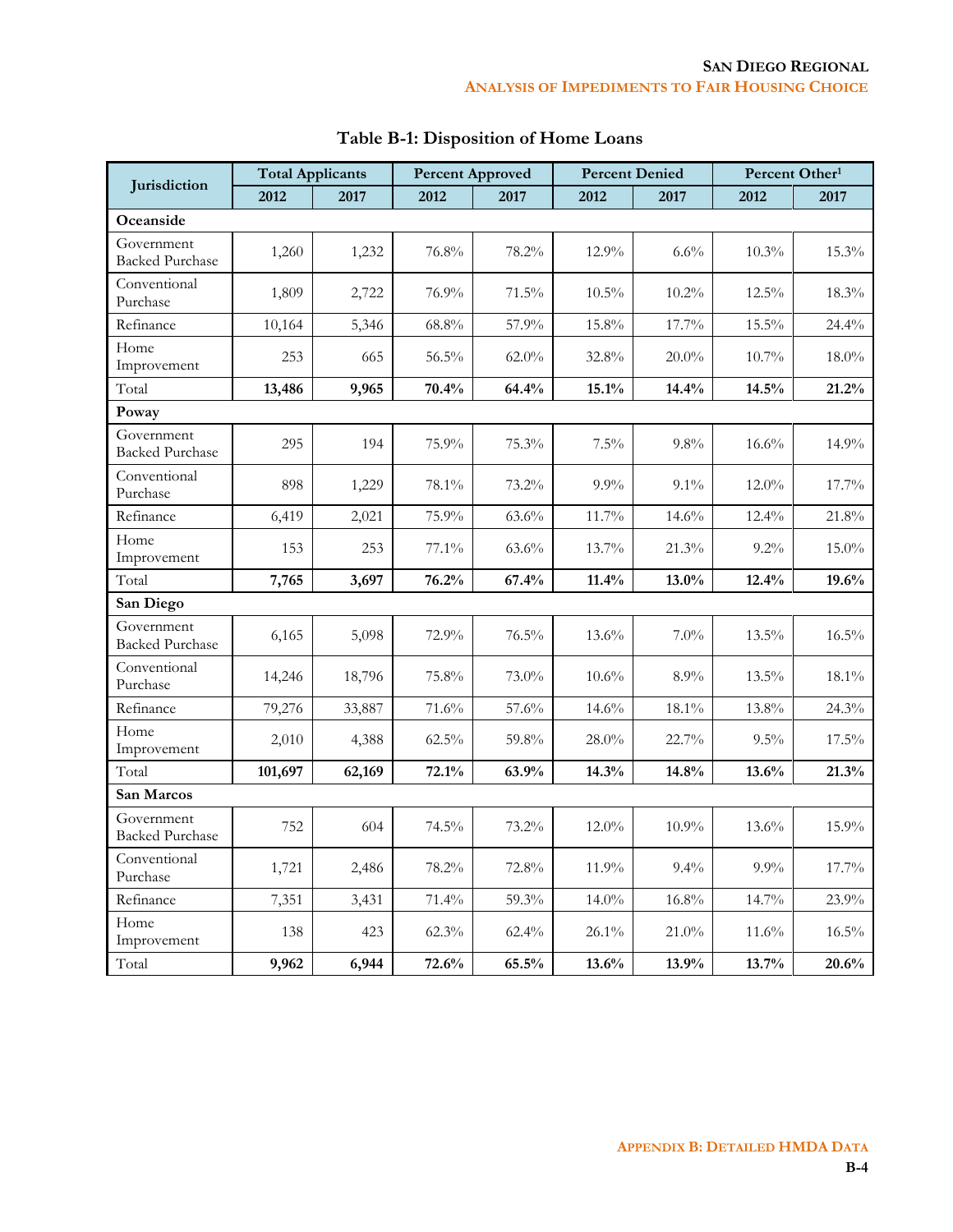## Table B-1: Disposition of Home Loans

| Jurisdiction | Total Applicants | | Percent Approved | | Percent Denied | | Percent Other[1] | |
|---|---|---|---|---|---|---|---|---|
| | 2012 | 2017 | 2012 | 2017 | 2012 | 2017 | 2012 | 2017 |
| **Oceanside** | | | | | | | | |
| Government Backed Purchase | 1,260 | 1,232 | 76.8% | 78.2% | 12.9% | 6.6% | 10.3% | 15.3% |
| Conventional Purchase | 1,809 | 2,722 | 76.9% | 71.5% | 10.5% | 10.2% | 12.5% | 18.3% |
| Refinance | 10,164 | 5,346 | 68.8% | 57.9% | 15.8% | 17.7% | 15.5% | 24.4% |
| Home Improvement | 253 | 665 | 56.5% | 62.0% | 32.8% | 20.0% | 10.7% | 18.0% |
| Total | **13,486** | **9,965** | **70.4%** | **64.4%** | **15.1%** | **14.4%** | **14.5%** | **21.2%** |
| **Poway** | | | | | | | | |
| Government Backed Purchase | 295 | 194 | 75.9% | 75.3% | 7.5% | 9.8% | 16.6% | 14.9% |
| Conventional Purchase | 898 | 1,229 | 78.1% | 73.2% | 9.9% | 9.1% | 12.0% | 17.7% |
| Refinance | 6,419 | 2,021 | 75.9% | 63.6% | 11.7% | 14.6% | 12.4% | 21.8% |
| Home Improvement | 153 | 253 | 77.1% | 63.6% | 13.7% | 21.3% | 9.2% | 15.0% |
| Total | **7,765** | **3,697** | **76.2%** | **67.4%** | **11.4%** | **13.0%** | **12.4%** | **19.6%** |
| **San Diego** | | | | | | | | |
| Government Backed Purchase | 6,165 | 5,098 | 72.9% | 76.5% | 13.6% | 7.0% | 13.5% | 16.5% |
| Conventional Purchase | 14,246 | 18,796 | 75.8% | 73.0% | 10.6% | 8.9% | 13.5% | 18.1% |
| Refinance | 79,276 | 33,887 | 71.6% | 57.6% | 14.6% | 18.1% | 13.8% | 24.3% |
| Home Improvement | 2,010 | 4,388 | 62.5% | 59.8% | 28.0% | 22.7% | 9.5% | 17.5% |
| Total | **101,697** | **62,169** | **72.1%** | **63.9%** | **14.3%** | **14.8%** | **13.6%** | **21.3%** |
| **San Marcos** | | | | | | | | |
| Government Backed Purchase | 752 | 604 | 74.5% | 73.2% | 12.0% | 10.9% | 13.6% | 15.9% |
| Conventional Purchase | 1,721 | 2,486 | 78.2% | 72.8% | 11.9% | 9.4% | 9.9% | 17.7% |
| Refinance | 7,351 | 3,431 | 71.4% | 59.3% | 14.0% | 16.8% | 14.7% | 23.9% |
| Home Improvement | 138 | 423 | 62.3% | 62.4% | 26.1% | 21.0% | 11.6% | 16.5% |
| Total | **9,962** | **6,944** | **72.6%** | **65.5%** | **13.6%** | **13.9%** | **13.7%** | **20.6%** |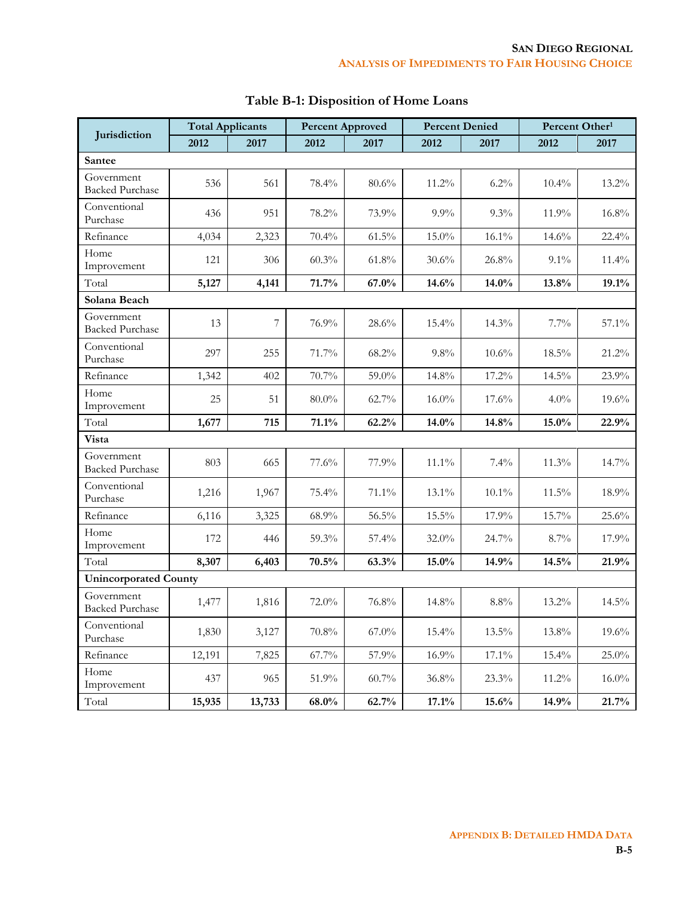## Table B-1: Disposition of Home Loans

| Jurisdiction | Total Applicants | | Percent Approved | | Percent Denied | | Percent Other[1] | |
|---|---|---|---|---|---|---|---|---|
| | 2012 | 2017 | 2012 | 2017 | 2012 | 2017 | 2012 | 2017 |
| **Santee** | | | | | | | | |
| Government Backed Purchase | 536 | 561 | 78.4% | 80.6% | 11.2% | 6.2% | 10.4% | 13.2% |
| Conventional Purchase | 436 | 951 | 78.2% | 73.9% | 9.9% | 9.3% | 11.9% | 16.8% |
| Refinance | 4,034 | 2,323 | 70.4% | 61.5% | 15.0% | 16.1% | 14.6% | 22.4% |
| Home Improvement | 121 | 306 | 60.3% | 61.8% | 30.6% | 26.8% | 9.1% | 11.4% |
| Total | **5,127** | **4,141** | **71.7%** | **67.0%** | **14.6%** | **14.0%** | **13.8%** | **19.1%** |
| **Solana Beach** | | | | | | | | |
| Government Backed Purchase | 13 | 7 | 76.9% | 28.6% | 15.4% | 14.3% | 7.7% | 57.1% |
| Conventional Purchase | 297 | 255 | 71.7% | 68.2% | 9.8% | 10.6% | 18.5% | 21.2% |
| Refinance | 1,342 | 402 | 70.7% | 59.0% | 14.8% | 17.2% | 14.5% | 23.9% |
| Home Improvement | 25 | 51 | 80.0% | 62.7% | 16.0% | 17.6% | 4.0% | 19.6% |
| Total | **1,677** | **715** | **71.1%** | **62.2%** | **14.0%** | **14.8%** | **15.0%** | **22.9%** |
| **Vista** | | | | | | | | |
| Government Backed Purchase | 803 | 665 | 77.6% | 77.9% | 11.1% | 7.4% | 11.3% | 14.7% |
| Conventional Purchase | 1,216 | 1,967 | 75.4% | 71.1% | 13.1% | 10.1% | 11.5% | 18.9% |
| Refinance | 6,116 | 3,325 | 68.9% | 56.5% | 15.5% | 17.9% | 15.7% | 25.6% |
| Home Improvement | 172 | 446 | 59.3% | 57.4% | 32.0% | 24.7% | 8.7% | 17.9% |
| Total | **8,307** | **6,403** | **70.5%** | **63.3%** | **15.0%** | **14.9%** | **14.5%** | **21.9%** |
| **Unincorporated County** | | | | | | | | |
| Government Backed Purchase | 1,477 | 1,816 | 72.0% | 76.8% | 14.8% | 8.8% | 13.2% | 14.5% |
| Conventional Purchase | 1,830 | 3,127 | 70.8% | 67.0% | 15.4% | 13.5% | 13.8% | 19.6% |
| Refinance | 12,191 | 7,825 | 67.7% | 57.9% | 16.9% | 17.1% | 15.4% | 25.0% |
| Home Improvement | 437 | 965 | 51.9% | 60.7% | 36.8% | 23.3% | 11.2% | 16.0% |
| Total | **15,935** | **13,733** | **68.0%** | **62.7%** | **17.1%** | **15.6%** | **14.9%** | **21.7%** |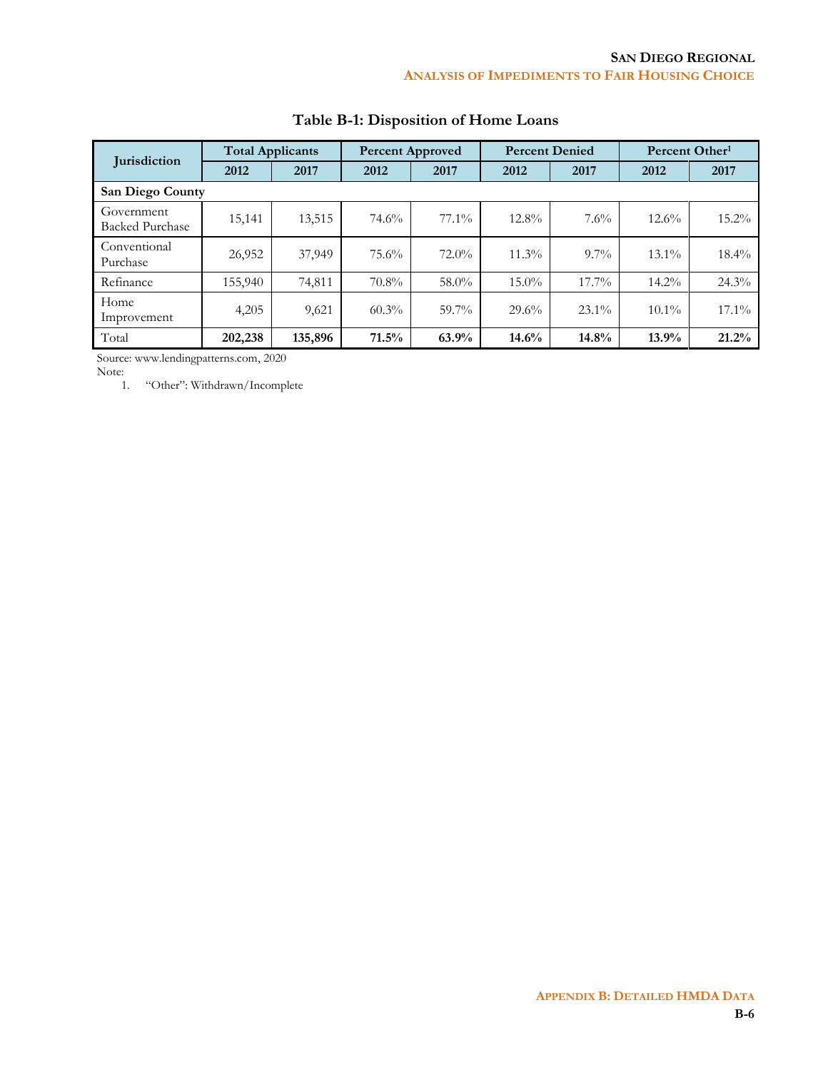## Table B-1: Disposition of Home Loans

| Jurisdiction | Total Applicants | | Percent Approved | | Percent Denied | | Percent Other[1] | |
|---|---|---|---|---|---|---|---|---|
| | 2012 | 2017 | 2012 | 2017 | 2012 | 2017 | 2012 | 2017 |
| **San Diego County** | | | | | | | | |
| Government Backed Purchase | 15,141 | 13,515 | 74.6% | 77.1% | 12.8% | 7.6% | 12.6% | 15.2% |
| Conventional Purchase | 26,952 | 37,949 | 75.6% | 72.0% | 11.3% | 9.7% | 13.1% | 18.4% |
| Refinance | 155,940 | 74,811 | 70.8% | 58.0% | 15.0% | 17.7% | 14.2% | 24.3% |
| Home Improvement | 4,205 | 9,621 | 60.3% | 59.7% | 29.6% | 23.1% | 10.1% | 17.1% |
| Total | **202,238** | **135,896** | **71.5%** | **63.9%** | **14.6%** | **14.8%** | **13.9%** | **21.2%** |

Source: www.lendingpatterns.com, 2020

Note:

1. "Other": Withdrawn/Incomplete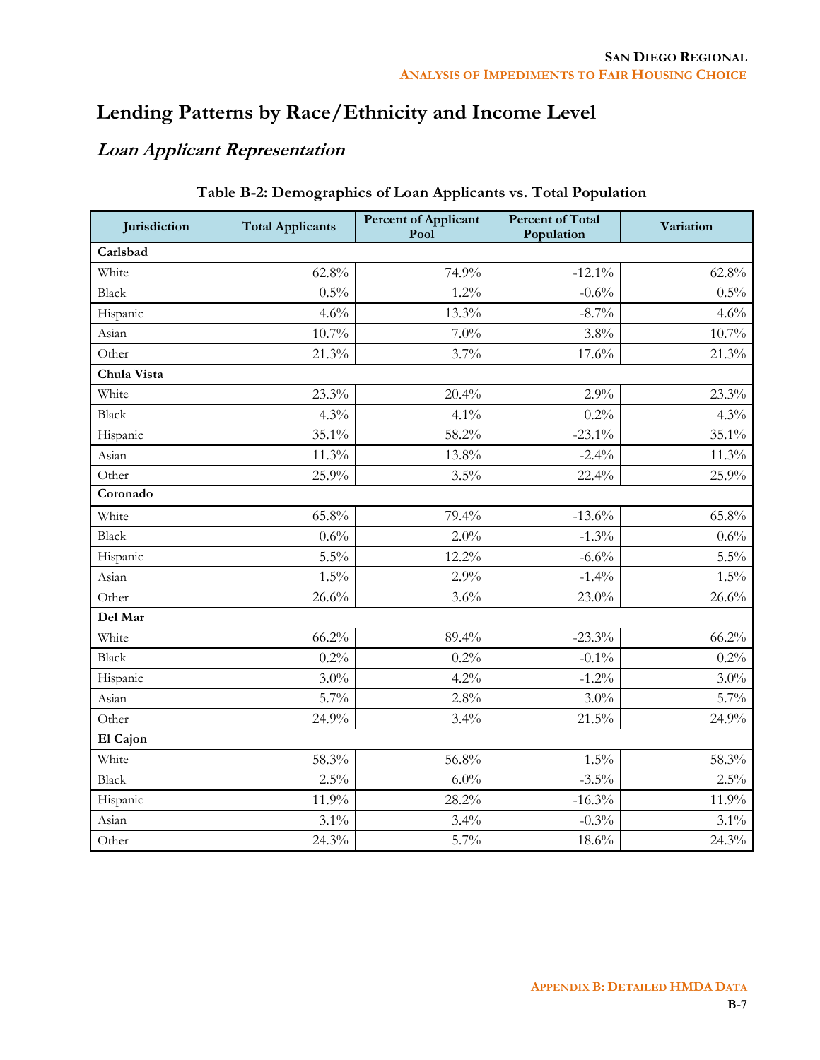# Lending Patterns by Race/Ethnicity and Income Level

## *Loan Applicant Representation*

**Table B-2: Demographics of Loan Applicants vs. Total Population**

| Jurisdiction | Total Applicants | Percent of Applicant Pool | Percent of Total Population | Variation |
|---|---|---|---|---|
| **Carlsbad** | | | | |
| White | 62.8% | 74.9% | -12.1% | 62.8% |
| Black | 0.5% | 1.2% | -0.6% | 0.5% |
| Hispanic | 4.6% | 13.3% | -8.7% | 4.6% |
| Asian | 10.7% | 7.0% | 3.8% | 10.7% |
| Other | 21.3% | 3.7% | 17.6% | 21.3% |
| **Chula Vista** | | | | |
| White | 23.3% | 20.4% | 2.9% | 23.3% |
| Black | 4.3% | 4.1% | 0.2% | 4.3% |
| Hispanic | 35.1% | 58.2% | -23.1% | 35.1% |
| Asian | 11.3% | 13.8% | -2.4% | 11.3% |
| Other | 25.9% | 3.5% | 22.4% | 25.9% |
| **Coronado** | | | | |
| White | 65.8% | 79.4% | -13.6% | 65.8% |
| Black | 0.6% | 2.0% | -1.3% | 0.6% |
| Hispanic | 5.5% | 12.2% | -6.6% | 5.5% |
| Asian | 1.5% | 2.9% | -1.4% | 1.5% |
| Other | 26.6% | 3.6% | 23.0% | 26.6% |
| **Del Mar** | | | | |
| White | 66.2% | 89.4% | -23.3% | 66.2% |
| Black | 0.2% | 0.2% | -0.1% | 0.2% |
| Hispanic | 3.0% | 4.2% | -1.2% | 3.0% |
| Asian | 5.7% | 2.8% | 3.0% | 5.7% |
| Other | 24.9% | 3.4% | 21.5% | 24.9% |
| **El Cajon** | | | | |
| White | 58.3% | 56.8% | 1.5% | 58.3% |
| Black | 2.5% | 6.0% | -3.5% | 2.5% |
| Hispanic | 11.9% | 28.2% | -16.3% | 11.9% |
| Asian | 3.1% | 3.4% | -0.3% | 3.1% |
| Other | 24.3% | 5.7% | 18.6% | 24.3% |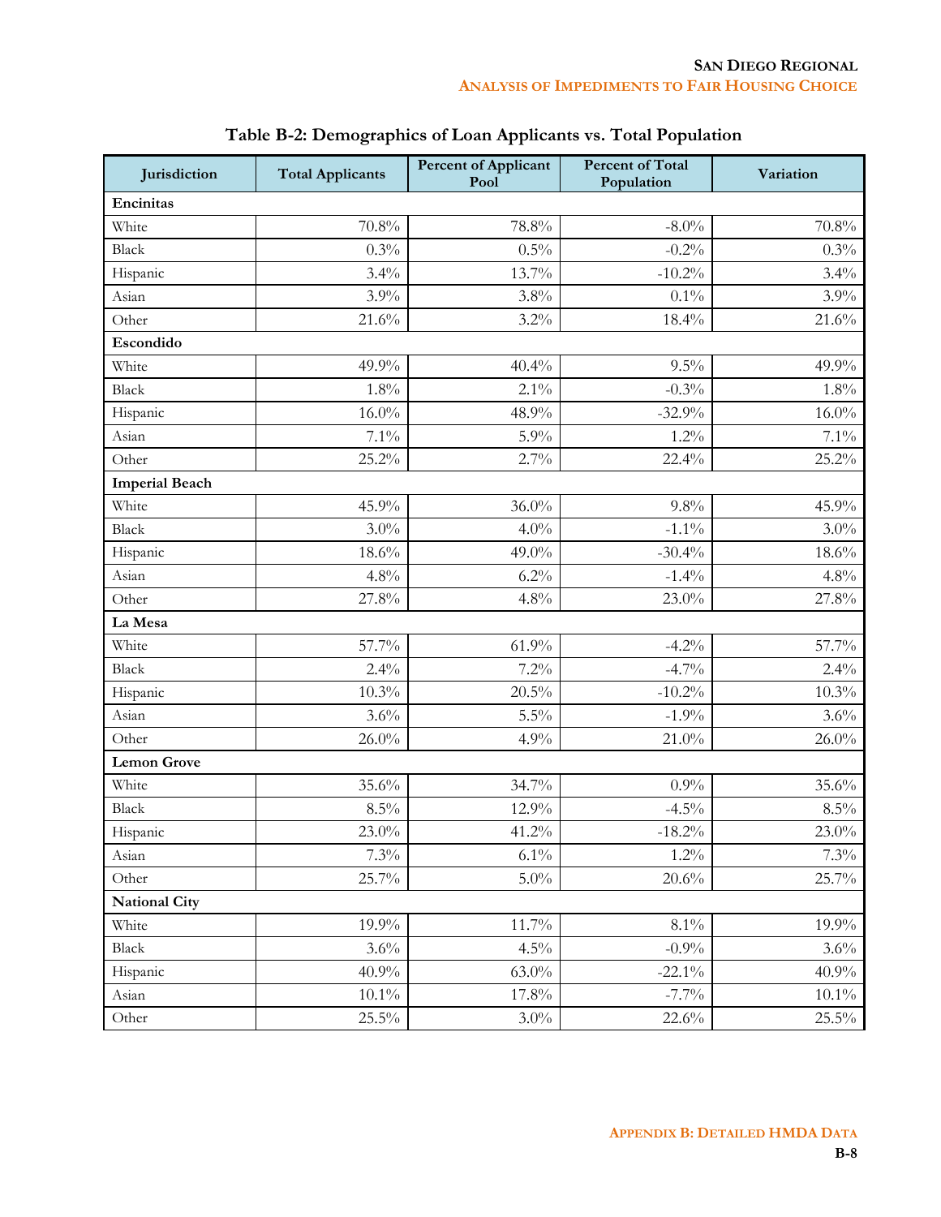## Table B-2: Demographics of Loan Applicants vs. Total Population

| Jurisdiction | Total Applicants | Percent of Applicant Pool | Percent of Total Population | Variation |
|---|---|---|---|---|
| **Encinitas** | | | | |
| White | 70.8% | 78.8% | -8.0% | 70.8% |
| Black | 0.3% | 0.5% | -0.2% | 0.3% |
| Hispanic | 3.4% | 13.7% | -10.2% | 3.4% |
| Asian | 3.9% | 3.8% | 0.1% | 3.9% |
| Other | 21.6% | 3.2% | 18.4% | 21.6% |
| **Escondido** | | | | |
| White | 49.9% | 40.4% | 9.5% | 49.9% |
| Black | 1.8% | 2.1% | -0.3% | 1.8% |
| Hispanic | 16.0% | 48.9% | -32.9% | 16.0% |
| Asian | 7.1% | 5.9% | 1.2% | 7.1% |
| Other | 25.2% | 2.7% | 22.4% | 25.2% |
| **Imperial Beach** | | | | |
| White | 45.9% | 36.0% | 9.8% | 45.9% |
| Black | 3.0% | 4.0% | -1.1% | 3.0% |
| Hispanic | 18.6% | 49.0% | -30.4% | 18.6% |
| Asian | 4.8% | 6.2% | -1.4% | 4.8% |
| Other | 27.8% | 4.8% | 23.0% | 27.8% |
| **La Mesa** | | | | |
| White | 57.7% | 61.9% | -4.2% | 57.7% |
| Black | 2.4% | 7.2% | -4.7% | 2.4% |
| Hispanic | 10.3% | 20.5% | -10.2% | 10.3% |
| Asian | 3.6% | 5.5% | -1.9% | 3.6% |
| Other | 26.0% | 4.9% | 21.0% | 26.0% |
| **Lemon Grove** | | | | |
| White | 35.6% | 34.7% | 0.9% | 35.6% |
| Black | 8.5% | 12.9% | -4.5% | 8.5% |
| Hispanic | 23.0% | 41.2% | -18.2% | 23.0% |
| Asian | 7.3% | 6.1% | 1.2% | 7.3% |
| Other | 25.7% | 5.0% | 20.6% | 25.7% |
| **National City** | | | | |
| White | 19.9% | 11.7% | 8.1% | 19.9% |
| Black | 3.6% | 4.5% | -0.9% | 3.6% |
| Hispanic | 40.9% | 63.0% | -22.1% | 40.9% |
| Asian | 10.1% | 17.8% | -7.7% | 10.1% |
| Other | 25.5% | 3.0% | 22.6% | 25.5% |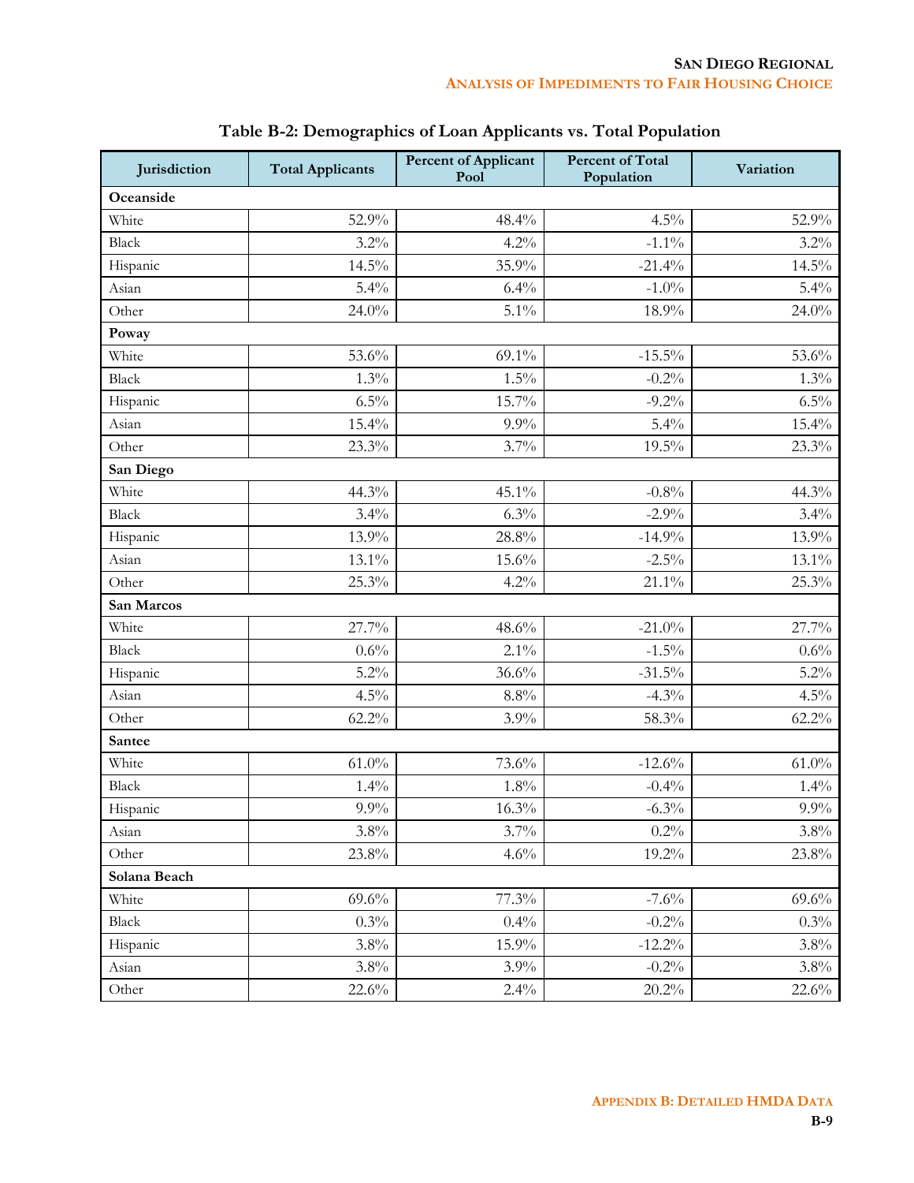## Table B-2: Demographics of Loan Applicants vs. Total Population

| Jurisdiction | Total Applicants | Percent of Applicant Pool | Percent of Total Population | Variation |
|---|---|---|---|---|
| **Oceanside** | | | | |
| White | 52.9% | 48.4% | 4.5% | 52.9% |
| Black | 3.2% | 4.2% | -1.1% | 3.2% |
| Hispanic | 14.5% | 35.9% | -21.4% | 14.5% |
| Asian | 5.4% | 6.4% | -1.0% | 5.4% |
| Other | 24.0% | 5.1% | 18.9% | 24.0% |
| **Poway** | | | | |
| White | 53.6% | 69.1% | -15.5% | 53.6% |
| Black | 1.3% | 1.5% | -0.2% | 1.3% |
| Hispanic | 6.5% | 15.7% | -9.2% | 6.5% |
| Asian | 15.4% | 9.9% | 5.4% | 15.4% |
| Other | 23.3% | 3.7% | 19.5% | 23.3% |
| **San Diego** | | | | |
| White | 44.3% | 45.1% | -0.8% | 44.3% |
| Black | 3.4% | 6.3% | -2.9% | 3.4% |
| Hispanic | 13.9% | 28.8% | -14.9% | 13.9% |
| Asian | 13.1% | 15.6% | -2.5% | 13.1% |
| Other | 25.3% | 4.2% | 21.1% | 25.3% |
| **San Marcos** | | | | |
| White | 27.7% | 48.6% | -21.0% | 27.7% |
| Black | 0.6% | 2.1% | -1.5% | 0.6% |
| Hispanic | 5.2% | 36.6% | -31.5% | 5.2% |
| Asian | 4.5% | 8.8% | -4.3% | 4.5% |
| Other | 62.2% | 3.9% | 58.3% | 62.2% |
| **Santee** | | | | |
| White | 61.0% | 73.6% | -12.6% | 61.0% |
| Black | 1.4% | 1.8% | -0.4% | 1.4% |
| Hispanic | 9.9% | 16.3% | -6.3% | 9.9% |
| Asian | 3.8% | 3.7% | 0.2% | 3.8% |
| Other | 23.8% | 4.6% | 19.2% | 23.8% |
| **Solana Beach** | | | | |
| White | 69.6% | 77.3% | -7.6% | 69.6% |
| Black | 0.3% | 0.4% | -0.2% | 0.3% |
| Hispanic | 3.8% | 15.9% | -12.2% | 3.8% |
| Asian | 3.8% | 3.9% | -0.2% | 3.8% |
| Other | 22.6% | 2.4% | 20.2% | 22.6% |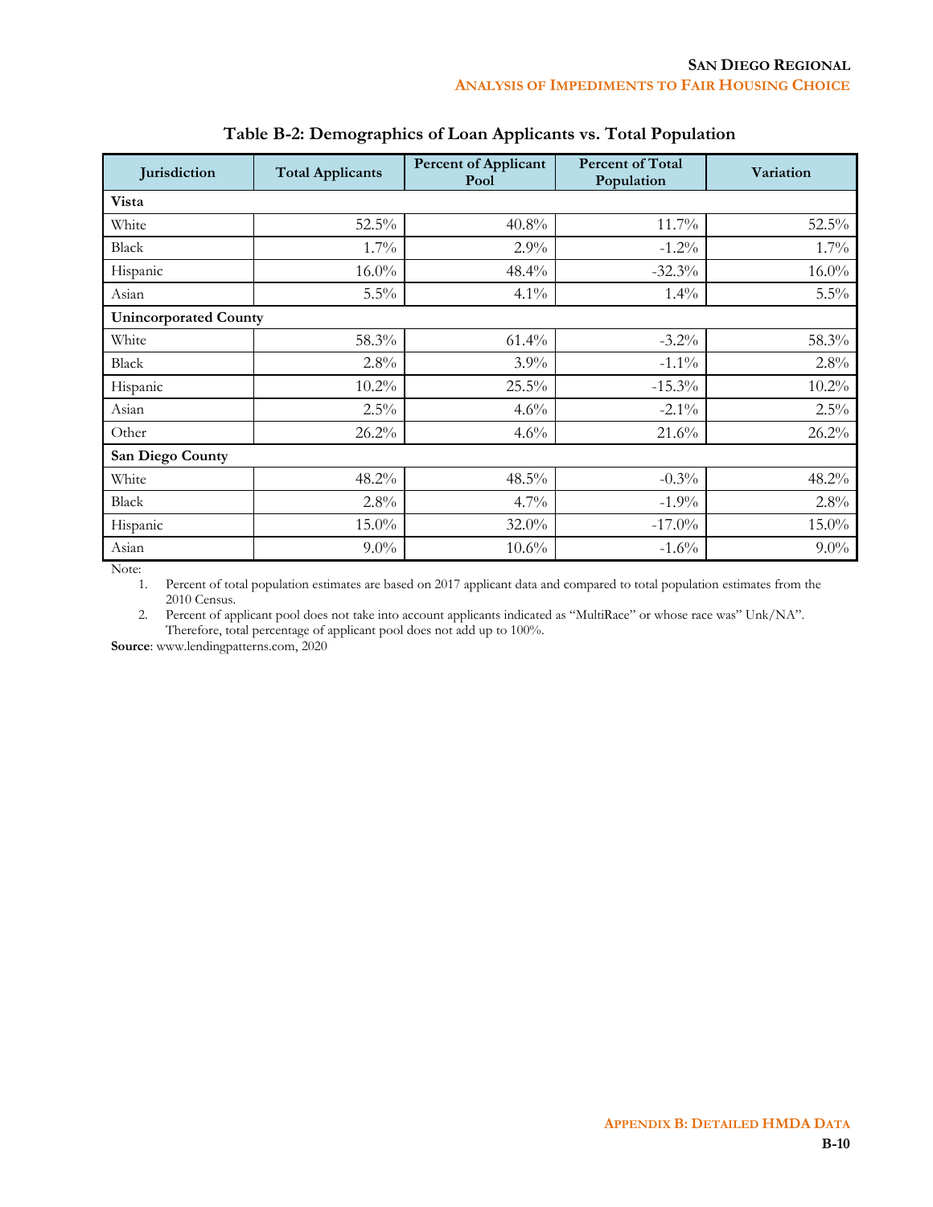## Table B-2: Demographics of Loan Applicants vs. Total Population

| Jurisdiction | Total Applicants | Percent of Applicant Pool | Percent of Total Population | Variation |
|---|---|---|---|---|
| **Vista** | | | | |
| White | 52.5% | 40.8% | 11.7% | 52.5% |
| Black | 1.7% | 2.9% | -1.2% | 1.7% |
| Hispanic | 16.0% | 48.4% | -32.3% | 16.0% |
| Asian | 5.5% | 4.1% | 1.4% | 5.5% |
| **Unincorporated County** | | | | |
| White | 58.3% | 61.4% | -3.2% | 58.3% |
| Black | 2.8% | 3.9% | -1.1% | 2.8% |
| Hispanic | 10.2% | 25.5% | -15.3% | 10.2% |
| Asian | 2.5% | 4.6% | -2.1% | 2.5% |
| Other | 26.2% | 4.6% | 21.6% | 26.2% |
| **San Diego County** | | | | |
| White | 48.2% | 48.5% | -0.3% | 48.2% |
| Black | 2.8% | 4.7% | -1.9% | 2.8% |
| Hispanic | 15.0% | 32.0% | -17.0% | 15.0% |
| Asian | 9.0% | 10.6% | -1.6% | 9.0% |

Note:

1. Percent of total population estimates are based on 2017 applicant data and compared to total population estimates from the 2010 Census.
2. Percent of applicant pool does not take into account applicants indicated as "MultiRace" or whose race was" Unk/NA". Therefore, total percentage of applicant pool does not add up to 100%.

**Source**: www.lendingpatterns.com, 2020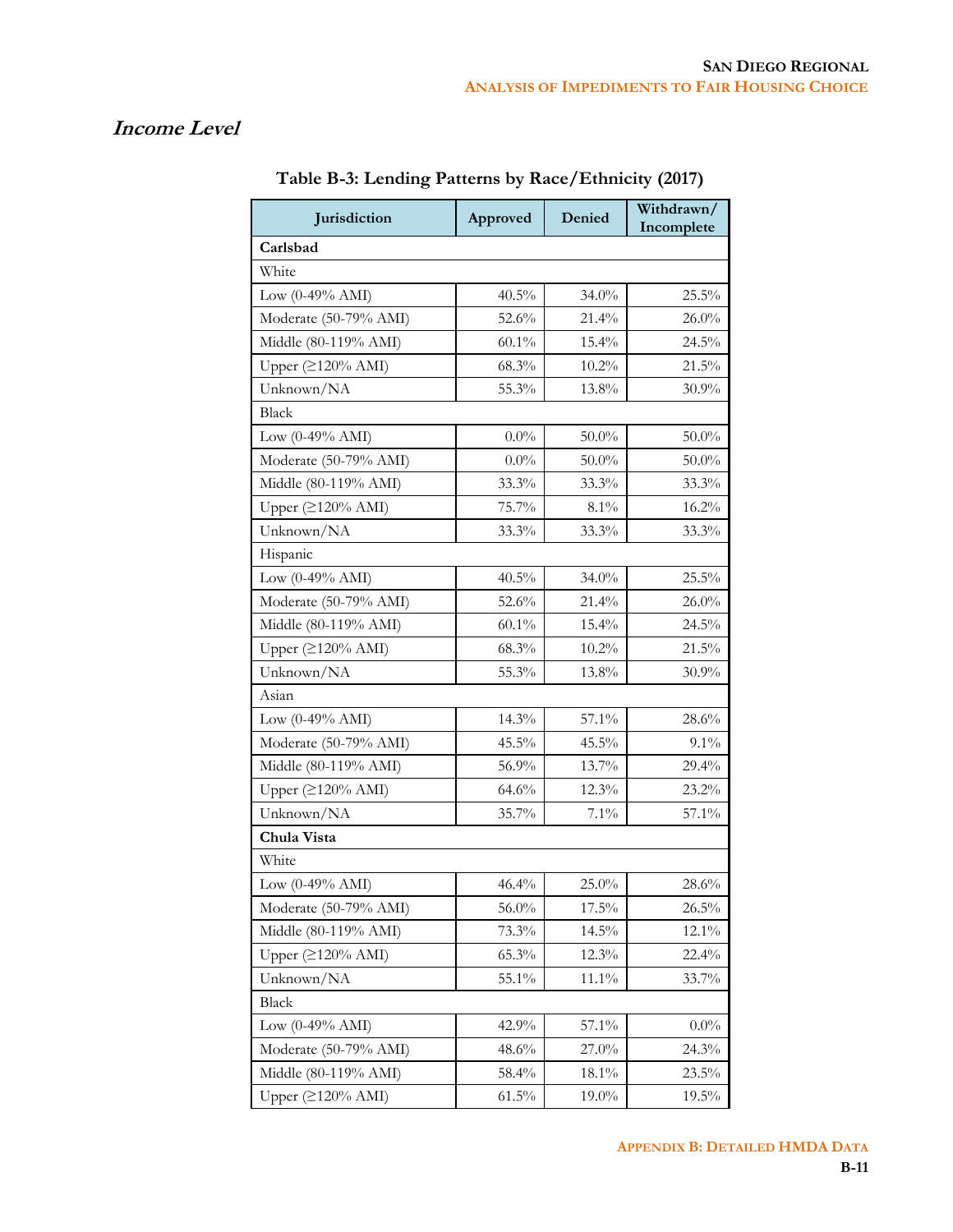## *Income Level*

**Table B-3: Lending Patterns by Race/Ethnicity (2017)**

| Jurisdiction | Approved | Denied | Withdrawn/ Incomplete |
|---|---|---|---|
| **Carlsbad** | | | |
| White | | | |
| Low (0-49% AMI) | 40.5% | 34.0% | 25.5% |
| Moderate (50-79% AMI) | 52.6% | 21.4% | 26.0% |
| Middle (80-119% AMI) | 60.1% | 15.4% | 24.5% |
| Upper (≥120% AMI) | 68.3% | 10.2% | 21.5% |
| Unknown/NA | 55.3% | 13.8% | 30.9% |
| Black | | | |
| Low (0-49% AMI) | 0.0% | 50.0% | 50.0% |
| Moderate (50-79% AMI) | 0.0% | 50.0% | 50.0% |
| Middle (80-119% AMI) | 33.3% | 33.3% | 33.3% |
| Upper (≥120% AMI) | 75.7% | 8.1% | 16.2% |
| Unknown/NA | 33.3% | 33.3% | 33.3% |
| Hispanic | | | |
| Low (0-49% AMI) | 40.5% | 34.0% | 25.5% |
| Moderate (50-79% AMI) | 52.6% | 21.4% | 26.0% |
| Middle (80-119% AMI) | 60.1% | 15.4% | 24.5% |
| Upper (≥120% AMI) | 68.3% | 10.2% | 21.5% |
| Unknown/NA | 55.3% | 13.8% | 30.9% |
| Asian | | | |
| Low (0-49% AMI) | 14.3% | 57.1% | 28.6% |
| Moderate (50-79% AMI) | 45.5% | 45.5% | 9.1% |
| Middle (80-119% AMI) | 56.9% | 13.7% | 29.4% |
| Upper (≥120% AMI) | 64.6% | 12.3% | 23.2% |
| Unknown/NA | 35.7% | 7.1% | 57.1% |
| **Chula Vista** | | | |
| White | | | |
| Low (0-49% AMI) | 46.4% | 25.0% | 28.6% |
| Moderate (50-79% AMI) | 56.0% | 17.5% | 26.5% |
| Middle (80-119% AMI) | 73.3% | 14.5% | 12.1% |
| Upper (≥120% AMI) | 65.3% | 12.3% | 22.4% |
| Unknown/NA | 55.1% | 11.1% | 33.7% |
| Black | | | |
| Low (0-49% AMI) | 42.9% | 57.1% | 0.0% |
| Moderate (50-79% AMI) | 48.6% | 27.0% | 24.3% |
| Middle (80-119% AMI) | 58.4% | 18.1% | 23.5% |
| Upper (≥120% AMI) | 61.5% | 19.0% | 19.5% |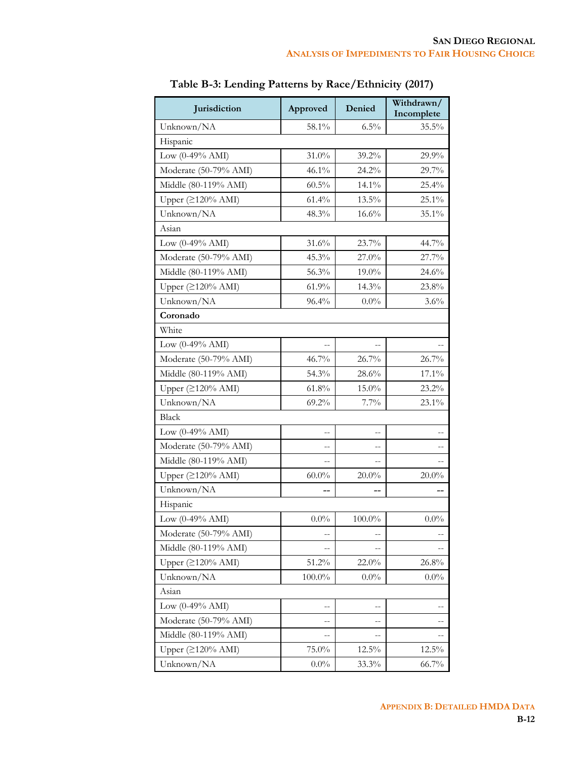**Table B-3: Lending Patterns by Race/Ethnicity (2017)**

| Jurisdiction | Approved | Denied | Withdrawn/ Incomplete |
|---|---|---|---|
| Unknown/NA | 58.1% | 6.5% | 35.5% |
| Hispanic | | | |
| Low (0-49% AMI) | 31.0% | 39.2% | 29.9% |
| Moderate (50-79% AMI) | 46.1% | 24.2% | 29.7% |
| Middle (80-119% AMI) | 60.5% | 14.1% | 25.4% |
| Upper (≥120% AMI) | 61.4% | 13.5% | 25.1% |
| Unknown/NA | 48.3% | 16.6% | 35.1% |
| Asian | | | |
| Low (0-49% AMI) | 31.6% | 23.7% | 44.7% |
| Moderate (50-79% AMI) | 45.3% | 27.0% | 27.7% |
| Middle (80-119% AMI) | 56.3% | 19.0% | 24.6% |
| Upper (≥120% AMI) | 61.9% | 14.3% | 23.8% |
| Unknown/NA | 96.4% | 0.0% | 3.6% |
| **Coronado** | | | |
| White | | | |
| Low (0-49% AMI) | -- | -- | -- |
| Moderate (50-79% AMI) | 46.7% | 26.7% | 26.7% |
| Middle (80-119% AMI) | 54.3% | 28.6% | 17.1% |
| Upper (≥120% AMI) | 61.8% | 15.0% | 23.2% |
| Unknown/NA | 69.2% | 7.7% | 23.1% |
| Black | | | |
| Low (0-49% AMI) | -- | -- | -- |
| Moderate (50-79% AMI) | -- | -- | -- |
| Middle (80-119% AMI) | -- | -- | -- |
| Upper (≥120% AMI) | 60.0% | 20.0% | 20.0% |
| Unknown/NA | -- | -- | -- |
| Hispanic | | | |
| Low (0-49% AMI) | 0.0% | 100.0% | 0.0% |
| Moderate (50-79% AMI) | -- | -- | -- |
| Middle (80-119% AMI) | -- | -- | -- |
| Upper (≥120% AMI) | 51.2% | 22.0% | 26.8% |
| Unknown/NA | 100.0% | 0.0% | 0.0% |
| Asian | | | |
| Low (0-49% AMI) | -- | -- | -- |
| Moderate (50-79% AMI) | -- | -- | -- |
| Middle (80-119% AMI) | -- | -- | -- |
| Upper (≥120% AMI) | 75.0% | 12.5% | 12.5% |
| Unknown/NA | 0.0% | 33.3% | 66.7% |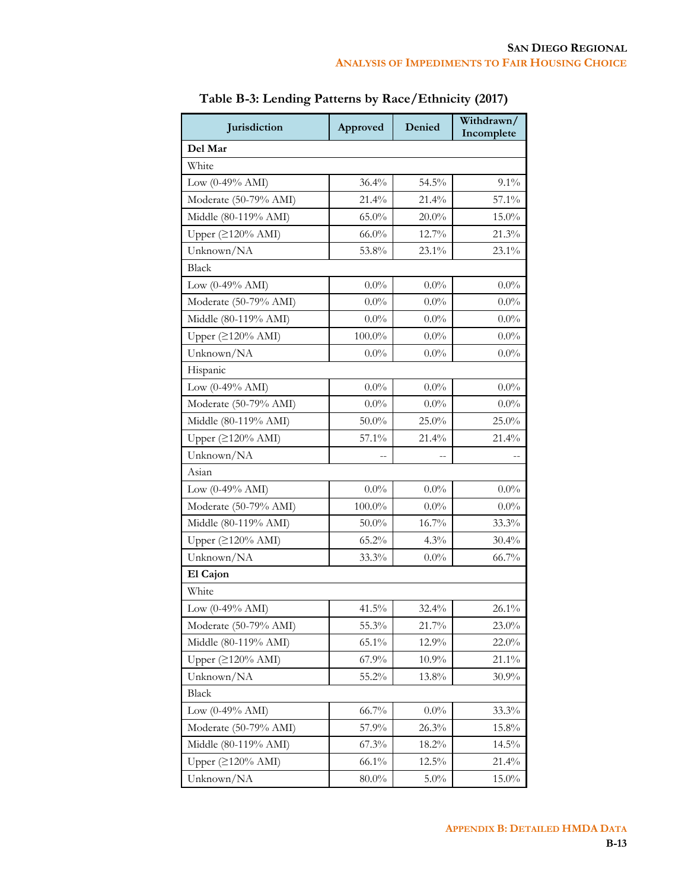**Table B-3: Lending Patterns by Race/Ethnicity (2017)**

| Jurisdiction | Approved | Denied | Withdrawn/ Incomplete |
|---|---|---|---|
| **Del Mar** | | | |
| White | | | |
| Low (0-49% AMI) | 36.4% | 54.5% | 9.1% |
| Moderate (50-79% AMI) | 21.4% | 21.4% | 57.1% |
| Middle (80-119% AMI) | 65.0% | 20.0% | 15.0% |
| Upper (≥120% AMI) | 66.0% | 12.7% | 21.3% |
| Unknown/NA | 53.8% | 23.1% | 23.1% |
| Black | | | |
| Low (0-49% AMI) | 0.0% | 0.0% | 0.0% |
| Moderate (50-79% AMI) | 0.0% | 0.0% | 0.0% |
| Middle (80-119% AMI) | 0.0% | 0.0% | 0.0% |
| Upper (≥120% AMI) | 100.0% | 0.0% | 0.0% |
| Unknown/NA | 0.0% | 0.0% | 0.0% |
| Hispanic | | | |
| Low (0-49% AMI) | 0.0% | 0.0% | 0.0% |
| Moderate (50-79% AMI) | 0.0% | 0.0% | 0.0% |
| Middle (80-119% AMI) | 50.0% | 25.0% | 25.0% |
| Upper (≥120% AMI) | 57.1% | 21.4% | 21.4% |
| Unknown/NA | -- | -- | -- |
| Asian | | | |
| Low (0-49% AMI) | 0.0% | 0.0% | 0.0% |
| Moderate (50-79% AMI) | 100.0% | 0.0% | 0.0% |
| Middle (80-119% AMI) | 50.0% | 16.7% | 33.3% |
| Upper (≥120% AMI) | 65.2% | 4.3% | 30.4% |
| Unknown/NA | 33.3% | 0.0% | 66.7% |
| **El Cajon** | | | |
| White | | | |
| Low (0-49% AMI) | 41.5% | 32.4% | 26.1% |
| Moderate (50-79% AMI) | 55.3% | 21.7% | 23.0% |
| Middle (80-119% AMI) | 65.1% | 12.9% | 22.0% |
| Upper (≥120% AMI) | 67.9% | 10.9% | 21.1% |
| Unknown/NA | 55.2% | 13.8% | 30.9% |
| Black | | | |
| Low (0-49% AMI) | 66.7% | 0.0% | 33.3% |
| Moderate (50-79% AMI) | 57.9% | 26.3% | 15.8% |
| Middle (80-119% AMI) | 67.3% | 18.2% | 14.5% |
| Upper (≥120% AMI) | 66.1% | 12.5% | 21.4% |
| Unknown/NA | 80.0% | 5.0% | 15.0% |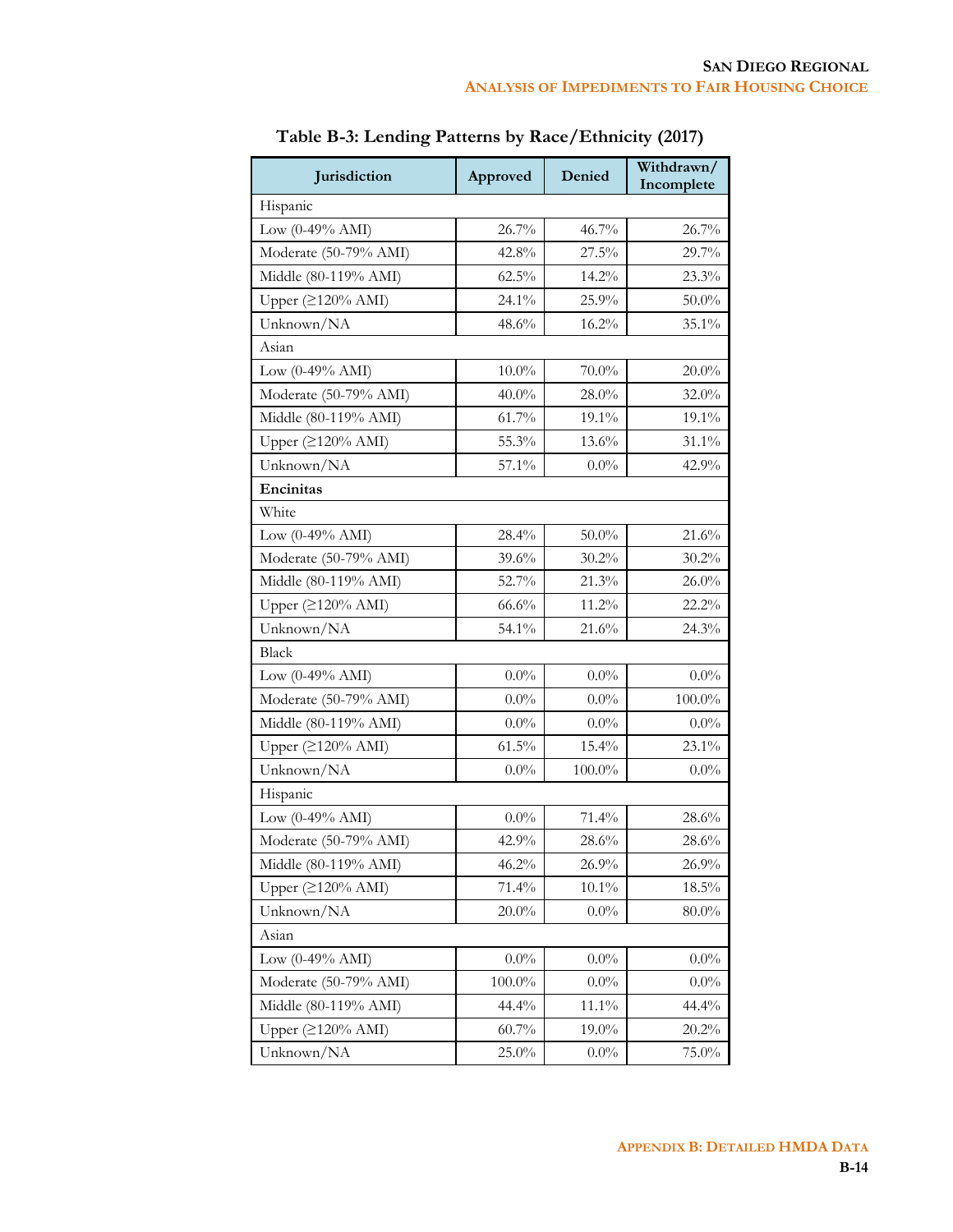**Table B-3: Lending Patterns by Race/Ethnicity (2017)**

| Jurisdiction | Approved | Denied | Withdrawn/ Incomplete |
|---|---|---|---|
| Hispanic | | | |
| Low (0-49% AMI) | 26.7% | 46.7% | 26.7% |
| Moderate (50-79% AMI) | 42.8% | 27.5% | 29.7% |
| Middle (80-119% AMI) | 62.5% | 14.2% | 23.3% |
| Upper (≥120% AMI) | 24.1% | 25.9% | 50.0% |
| Unknown/NA | 48.6% | 16.2% | 35.1% |
| Asian | | | |
| Low (0-49% AMI) | 10.0% | 70.0% | 20.0% |
| Moderate (50-79% AMI) | 40.0% | 28.0% | 32.0% |
| Middle (80-119% AMI) | 61.7% | 19.1% | 19.1% |
| Upper (≥120% AMI) | 55.3% | 13.6% | 31.1% |
| Unknown/NA | 57.1% | 0.0% | 42.9% |
| **Encinitas** | | | |
| White | | | |
| Low (0-49% AMI) | 28.4% | 50.0% | 21.6% |
| Moderate (50-79% AMI) | 39.6% | 30.2% | 30.2% |
| Middle (80-119% AMI) | 52.7% | 21.3% | 26.0% |
| Upper (≥120% AMI) | 66.6% | 11.2% | 22.2% |
| Unknown/NA | 54.1% | 21.6% | 24.3% |
| Black | | | |
| Low (0-49% AMI) | 0.0% | 0.0% | 0.0% |
| Moderate (50-79% AMI) | 0.0% | 0.0% | 100.0% |
| Middle (80-119% AMI) | 0.0% | 0.0% | 0.0% |
| Upper (≥120% AMI) | 61.5% | 15.4% | 23.1% |
| Unknown/NA | 0.0% | 100.0% | 0.0% |
| Hispanic | | | |
| Low (0-49% AMI) | 0.0% | 71.4% | 28.6% |
| Moderate (50-79% AMI) | 42.9% | 28.6% | 28.6% |
| Middle (80-119% AMI) | 46.2% | 26.9% | 26.9% |
| Upper (≥120% AMI) | 71.4% | 10.1% | 18.5% |
| Unknown/NA | 20.0% | 0.0% | 80.0% |
| Asian | | | |
| Low (0-49% AMI) | 0.0% | 0.0% | 0.0% |
| Moderate (50-79% AMI) | 100.0% | 0.0% | 0.0% |
| Middle (80-119% AMI) | 44.4% | 11.1% | 44.4% |
| Upper (≥120% AMI) | 60.7% | 19.0% | 20.2% |
| Unknown/NA | 25.0% | 0.0% | 75.0% |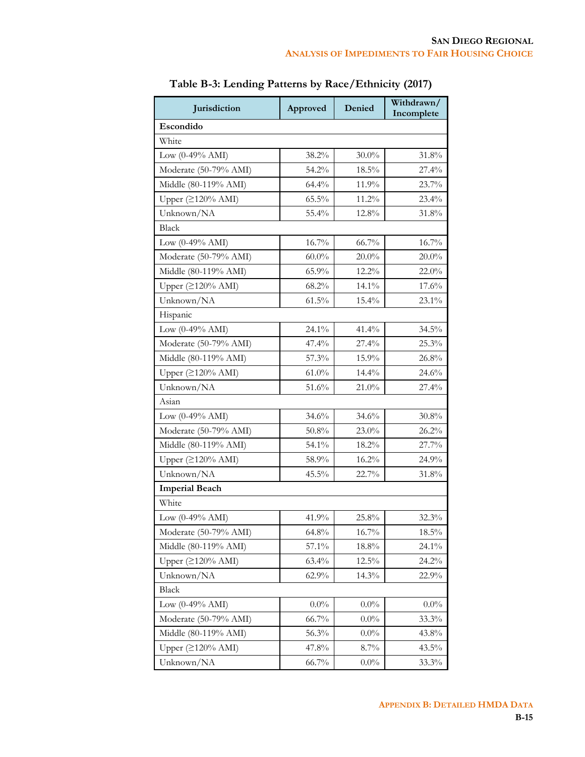**Table B-3: Lending Patterns by Race/Ethnicity (2017)**

| Jurisdiction | Approved | Denied | Withdrawn/ Incomplete |
|---|---|---|---|
| **Escondido** | | | |
| White | | | |
| Low (0-49% AMI) | 38.2% | 30.0% | 31.8% |
| Moderate (50-79% AMI) | 54.2% | 18.5% | 27.4% |
| Middle (80-119% AMI) | 64.4% | 11.9% | 23.7% |
| Upper (≥120% AMI) | 65.5% | 11.2% | 23.4% |
| Unknown/NA | 55.4% | 12.8% | 31.8% |
| Black | | | |
| Low (0-49% AMI) | 16.7% | 66.7% | 16.7% |
| Moderate (50-79% AMI) | 60.0% | 20.0% | 20.0% |
| Middle (80-119% AMI) | 65.9% | 12.2% | 22.0% |
| Upper (≥120% AMI) | 68.2% | 14.1% | 17.6% |
| Unknown/NA | 61.5% | 15.4% | 23.1% |
| Hispanic | | | |
| Low (0-49% AMI) | 24.1% | 41.4% | 34.5% |
| Moderate (50-79% AMI) | 47.4% | 27.4% | 25.3% |
| Middle (80-119% AMI) | 57.3% | 15.9% | 26.8% |
| Upper (≥120% AMI) | 61.0% | 14.4% | 24.6% |
| Unknown/NA | 51.6% | 21.0% | 27.4% |
| Asian | | | |
| Low (0-49% AMI) | 34.6% | 34.6% | 30.8% |
| Moderate (50-79% AMI) | 50.8% | 23.0% | 26.2% |
| Middle (80-119% AMI) | 54.1% | 18.2% | 27.7% |
| Upper (≥120% AMI) | 58.9% | 16.2% | 24.9% |
| Unknown/NA | 45.5% | 22.7% | 31.8% |
| **Imperial Beach** | | | |
| White | | | |
| Low (0-49% AMI) | 41.9% | 25.8% | 32.3% |
| Moderate (50-79% AMI) | 64.8% | 16.7% | 18.5% |
| Middle (80-119% AMI) | 57.1% | 18.8% | 24.1% |
| Upper (≥120% AMI) | 63.4% | 12.5% | 24.2% |
| Unknown/NA | 62.9% | 14.3% | 22.9% |
| Black | | | |
| Low (0-49% AMI) | 0.0% | 0.0% | 0.0% |
| Moderate (50-79% AMI) | 66.7% | 0.0% | 33.3% |
| Middle (80-119% AMI) | 56.3% | 0.0% | 43.8% |
| Upper (≥120% AMI) | 47.8% | 8.7% | 43.5% |
| Unknown/NA | 66.7% | 0.0% | 33.3% |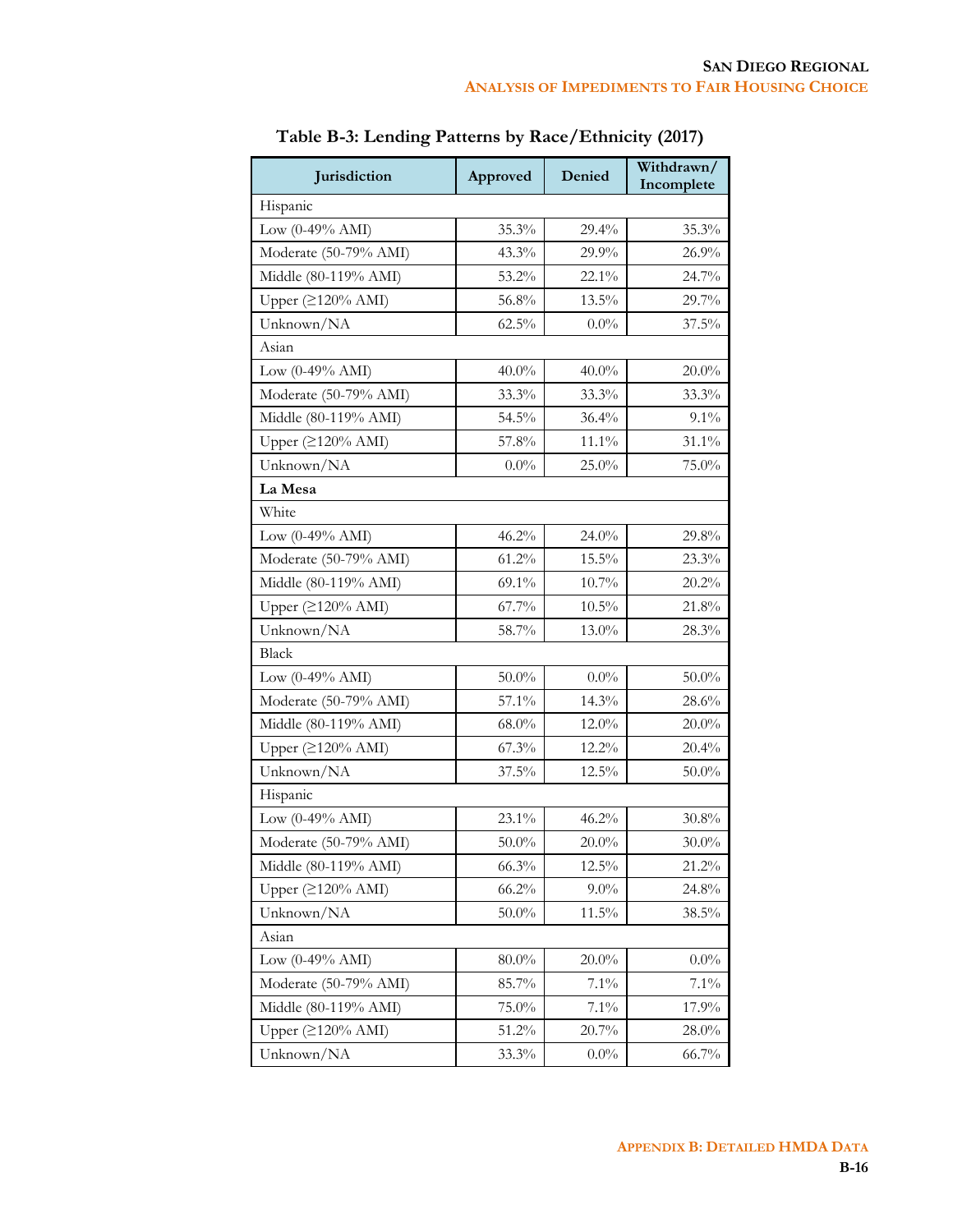**Table B-3: Lending Patterns by Race/Ethnicity (2017)**

| Jurisdiction | Approved | Denied | Withdrawn/ Incomplete |
|---|---|---|---|
| Hispanic | | | |
| Low (0-49% AMI) | 35.3% | 29.4% | 35.3% |
| Moderate (50-79% AMI) | 43.3% | 29.9% | 26.9% |
| Middle (80-119% AMI) | 53.2% | 22.1% | 24.7% |
| Upper (≥120% AMI) | 56.8% | 13.5% | 29.7% |
| Unknown/NA | 62.5% | 0.0% | 37.5% |
| Asian | | | |
| Low (0-49% AMI) | 40.0% | 40.0% | 20.0% |
| Moderate (50-79% AMI) | 33.3% | 33.3% | 33.3% |
| Middle (80-119% AMI) | 54.5% | 36.4% | 9.1% |
| Upper (≥120% AMI) | 57.8% | 11.1% | 31.1% |
| Unknown/NA | 0.0% | 25.0% | 75.0% |
| **La Mesa** | | | |
| White | | | |
| Low (0-49% AMI) | 46.2% | 24.0% | 29.8% |
| Moderate (50-79% AMI) | 61.2% | 15.5% | 23.3% |
| Middle (80-119% AMI) | 69.1% | 10.7% | 20.2% |
| Upper (≥120% AMI) | 67.7% | 10.5% | 21.8% |
| Unknown/NA | 58.7% | 13.0% | 28.3% |
| Black | | | |
| Low (0-49% AMI) | 50.0% | 0.0% | 50.0% |
| Moderate (50-79% AMI) | 57.1% | 14.3% | 28.6% |
| Middle (80-119% AMI) | 68.0% | 12.0% | 20.0% |
| Upper (≥120% AMI) | 67.3% | 12.2% | 20.4% |
| Unknown/NA | 37.5% | 12.5% | 50.0% |
| Hispanic | | | |
| Low (0-49% AMI) | 23.1% | 46.2% | 30.8% |
| Moderate (50-79% AMI) | 50.0% | 20.0% | 30.0% |
| Middle (80-119% AMI) | 66.3% | 12.5% | 21.2% |
| Upper (≥120% AMI) | 66.2% | 9.0% | 24.8% |
| Unknown/NA | 50.0% | 11.5% | 38.5% |
| Asian | | | |
| Low (0-49% AMI) | 80.0% | 20.0% | 0.0% |
| Moderate (50-79% AMI) | 85.7% | 7.1% | 7.1% |
| Middle (80-119% AMI) | 75.0% | 7.1% | 17.9% |
| Upper (≥120% AMI) | 51.2% | 20.7% | 28.0% |
| Unknown/NA | 33.3% | 0.0% | 66.7% |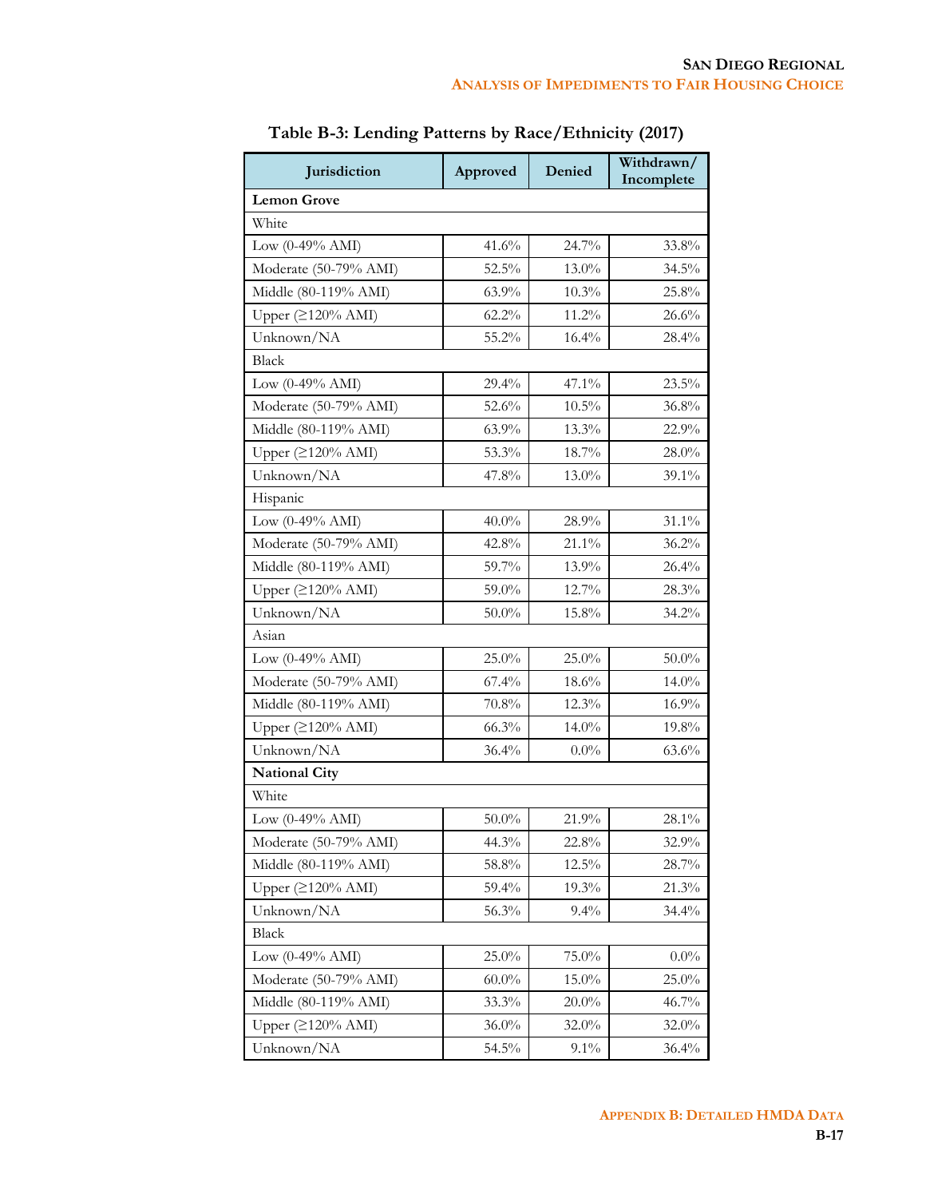**Table B-3: Lending Patterns by Race/Ethnicity (2017)**

| Jurisdiction | Approved | Denied | Withdrawn/ Incomplete |
|---|---|---|---|
| **Lemon Grove** | | | |
| White | | | |
| Low (0-49% AMI) | 41.6% | 24.7% | 33.8% |
| Moderate (50-79% AMI) | 52.5% | 13.0% | 34.5% |
| Middle (80-119% AMI) | 63.9% | 10.3% | 25.8% |
| Upper (≥120% AMI) | 62.2% | 11.2% | 26.6% |
| Unknown/NA | 55.2% | 16.4% | 28.4% |
| Black | | | |
| Low (0-49% AMI) | 29.4% | 47.1% | 23.5% |
| Moderate (50-79% AMI) | 52.6% | 10.5% | 36.8% |
| Middle (80-119% AMI) | 63.9% | 13.3% | 22.9% |
| Upper (≥120% AMI) | 53.3% | 18.7% | 28.0% |
| Unknown/NA | 47.8% | 13.0% | 39.1% |
| Hispanic | | | |
| Low (0-49% AMI) | 40.0% | 28.9% | 31.1% |
| Moderate (50-79% AMI) | 42.8% | 21.1% | 36.2% |
| Middle (80-119% AMI) | 59.7% | 13.9% | 26.4% |
| Upper (≥120% AMI) | 59.0% | 12.7% | 28.3% |
| Unknown/NA | 50.0% | 15.8% | 34.2% |
| Asian | | | |
| Low (0-49% AMI) | 25.0% | 25.0% | 50.0% |
| Moderate (50-79% AMI) | 67.4% | 18.6% | 14.0% |
| Middle (80-119% AMI) | 70.8% | 12.3% | 16.9% |
| Upper (≥120% AMI) | 66.3% | 14.0% | 19.8% |
| Unknown/NA | 36.4% | 0.0% | 63.6% |
| **National City** | | | |
| White | | | |
| Low (0-49% AMI) | 50.0% | 21.9% | 28.1% |
| Moderate (50-79% AMI) | 44.3% | 22.8% | 32.9% |
| Middle (80-119% AMI) | 58.8% | 12.5% | 28.7% |
| Upper (≥120% AMI) | 59.4% | 19.3% | 21.3% |
| Unknown/NA | 56.3% | 9.4% | 34.4% |
| Black | | | |
| Low (0-49% AMI) | 25.0% | 75.0% | 0.0% |
| Moderate (50-79% AMI) | 60.0% | 15.0% | 25.0% |
| Middle (80-119% AMI) | 33.3% | 20.0% | 46.7% |
| Upper (≥120% AMI) | 36.0% | 32.0% | 32.0% |
| Unknown/NA | 54.5% | 9.1% | 36.4% |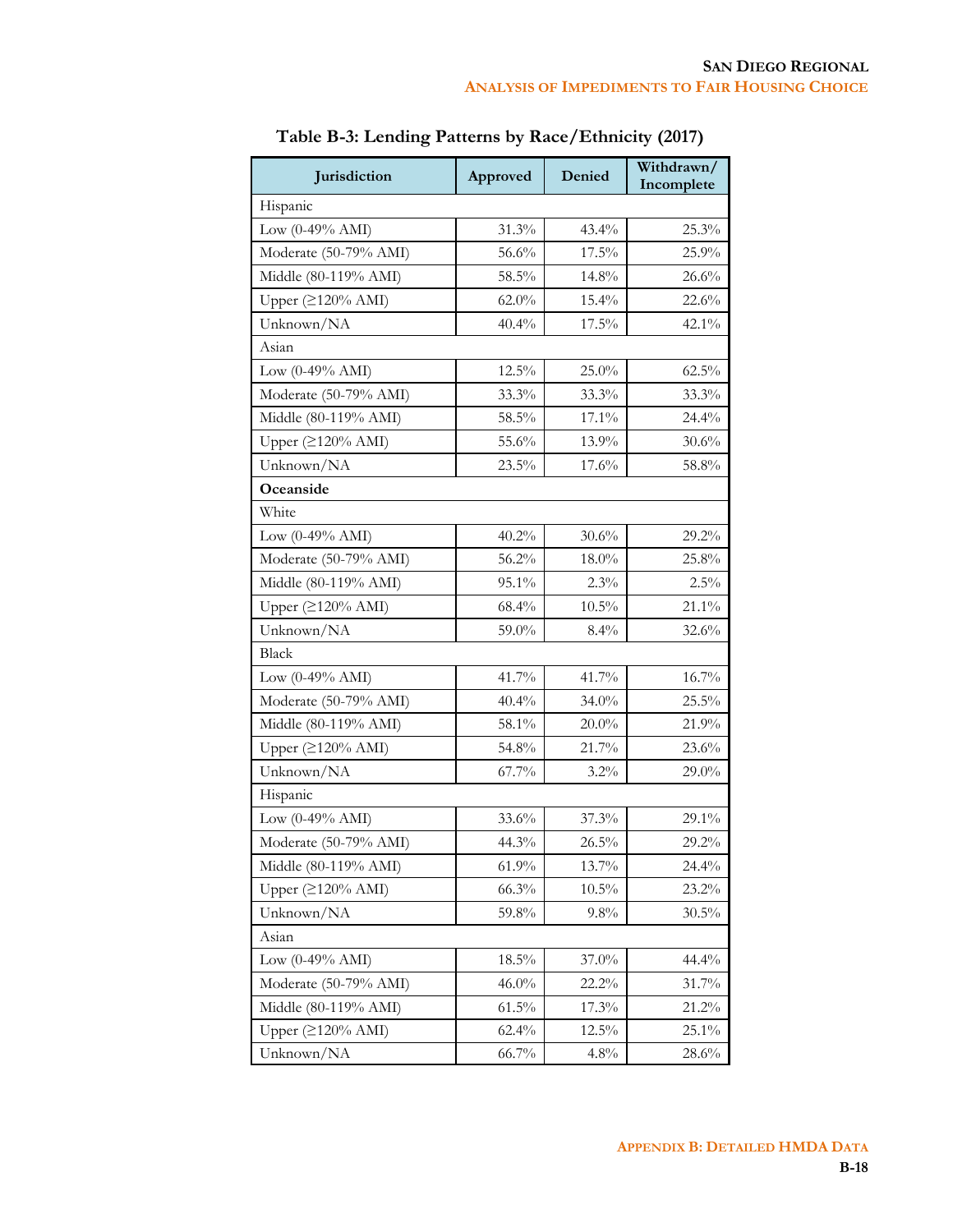### Table B-3: Lending Patterns by Race/Ethnicity (2017)

| Jurisdiction | Approved | Denied | Withdrawn/ Incomplete |
|---|---|---|---|
| Hispanic | | | |
| Low (0-49% AMI) | 31.3% | 43.4% | 25.3% |
| Moderate (50-79% AMI) | 56.6% | 17.5% | 25.9% |
| Middle (80-119% AMI) | 58.5% | 14.8% | 26.6% |
| Upper (≥120% AMI) | 62.0% | 15.4% | 22.6% |
| Unknown/NA | 40.4% | 17.5% | 42.1% |
| Asian | | | |
| Low (0-49% AMI) | 12.5% | 25.0% | 62.5% |
| Moderate (50-79% AMI) | 33.3% | 33.3% | 33.3% |
| Middle (80-119% AMI) | 58.5% | 17.1% | 24.4% |
| Upper (≥120% AMI) | 55.6% | 13.9% | 30.6% |
| Unknown/NA | 23.5% | 17.6% | 58.8% |
| **Oceanside** | | | |
| White | | | |
| Low (0-49% AMI) | 40.2% | 30.6% | 29.2% |
| Moderate (50-79% AMI) | 56.2% | 18.0% | 25.8% |
| Middle (80-119% AMI) | 95.1% | 2.3% | 2.5% |
| Upper (≥120% AMI) | 68.4% | 10.5% | 21.1% |
| Unknown/NA | 59.0% | 8.4% | 32.6% |
| Black | | | |
| Low (0-49% AMI) | 41.7% | 41.7% | 16.7% |
| Moderate (50-79% AMI) | 40.4% | 34.0% | 25.5% |
| Middle (80-119% AMI) | 58.1% | 20.0% | 21.9% |
| Upper (≥120% AMI) | 54.8% | 21.7% | 23.6% |
| Unknown/NA | 67.7% | 3.2% | 29.0% |
| Hispanic | | | |
| Low (0-49% AMI) | 33.6% | 37.3% | 29.1% |
| Moderate (50-79% AMI) | 44.3% | 26.5% | 29.2% |
| Middle (80-119% AMI) | 61.9% | 13.7% | 24.4% |
| Upper (≥120% AMI) | 66.3% | 10.5% | 23.2% |
| Unknown/NA | 59.8% | 9.8% | 30.5% |
| Asian | | | |
| Low (0-49% AMI) | 18.5% | 37.0% | 44.4% |
| Moderate (50-79% AMI) | 46.0% | 22.2% | 31.7% |
| Middle (80-119% AMI) | 61.5% | 17.3% | 21.2% |
| Upper (≥120% AMI) | 62.4% | 12.5% | 25.1% |
| Unknown/NA | 66.7% | 4.8% | 28.6% |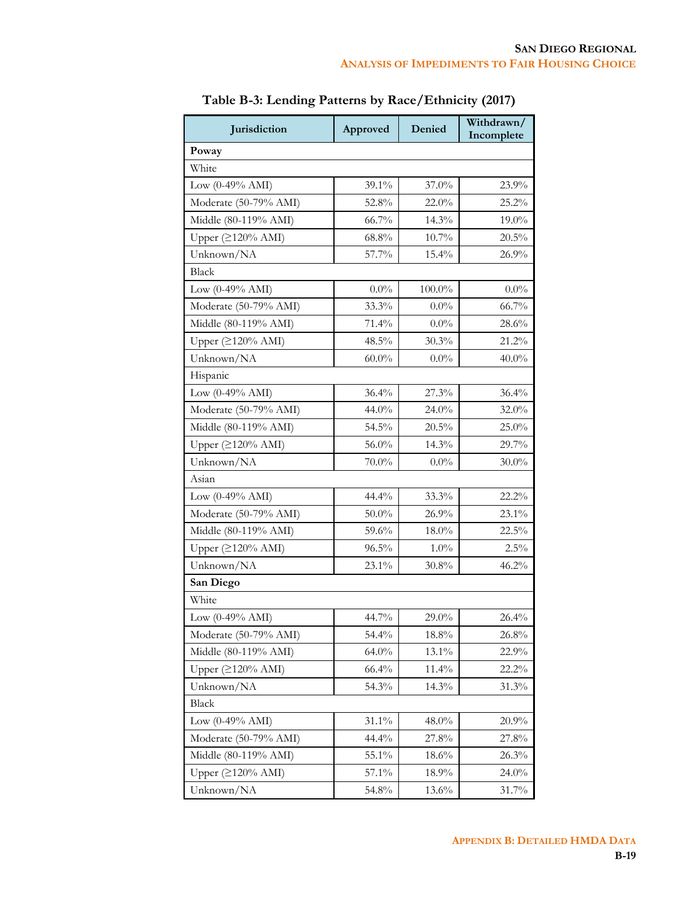**Table B-3: Lending Patterns by Race/Ethnicity (2017)**

| Jurisdiction | Approved | Denied | Withdrawn/ Incomplete |
|---|---|---|---|
| **Poway** | | | |
| White | | | |
| Low (0-49% AMI) | 39.1% | 37.0% | 23.9% |
| Moderate (50-79% AMI) | 52.8% | 22.0% | 25.2% |
| Middle (80-119% AMI) | 66.7% | 14.3% | 19.0% |
| Upper (≥120% AMI) | 68.8% | 10.7% | 20.5% |
| Unknown/NA | 57.7% | 15.4% | 26.9% |
| Black | | | |
| Low (0-49% AMI) | 0.0% | 100.0% | 0.0% |
| Moderate (50-79% AMI) | 33.3% | 0.0% | 66.7% |
| Middle (80-119% AMI) | 71.4% | 0.0% | 28.6% |
| Upper (≥120% AMI) | 48.5% | 30.3% | 21.2% |
| Unknown/NA | 60.0% | 0.0% | 40.0% |
| Hispanic | | | |
| Low (0-49% AMI) | 36.4% | 27.3% | 36.4% |
| Moderate (50-79% AMI) | 44.0% | 24.0% | 32.0% |
| Middle (80-119% AMI) | 54.5% | 20.5% | 25.0% |
| Upper (≥120% AMI) | 56.0% | 14.3% | 29.7% |
| Unknown/NA | 70.0% | 0.0% | 30.0% |
| Asian | | | |
| Low (0-49% AMI) | 44.4% | 33.3% | 22.2% |
| Moderate (50-79% AMI) | 50.0% | 26.9% | 23.1% |
| Middle (80-119% AMI) | 59.6% | 18.0% | 22.5% |
| Upper (≥120% AMI) | 96.5% | 1.0% | 2.5% |
| Unknown/NA | 23.1% | 30.8% | 46.2% |
| **San Diego** | | | |
| White | | | |
| Low (0-49% AMI) | 44.7% | 29.0% | 26.4% |
| Moderate (50-79% AMI) | 54.4% | 18.8% | 26.8% |
| Middle (80-119% AMI) | 64.0% | 13.1% | 22.9% |
| Upper (≥120% AMI) | 66.4% | 11.4% | 22.2% |
| Unknown/NA | 54.3% | 14.3% | 31.3% |
| Black | | | |
| Low (0-49% AMI) | 31.1% | 48.0% | 20.9% |
| Moderate (50-79% AMI) | 44.4% | 27.8% | 27.8% |
| Middle (80-119% AMI) | 55.1% | 18.6% | 26.3% |
| Upper (≥120% AMI) | 57.1% | 18.9% | 24.0% |
| Unknown/NA | 54.8% | 13.6% | 31.7% |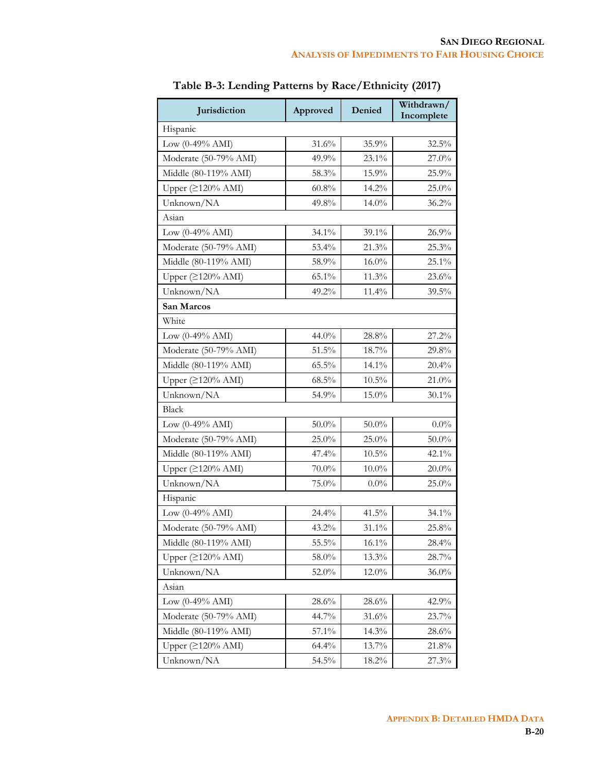**Table B-3: Lending Patterns by Race/Ethnicity (2017)**

| Jurisdiction | Approved | Denied | Withdrawn/ Incomplete |
|---|---|---|---|
| Hispanic | | | |
| Low (0-49% AMI) | 31.6% | 35.9% | 32.5% |
| Moderate (50-79% AMI) | 49.9% | 23.1% | 27.0% |
| Middle (80-119% AMI) | 58.3% | 15.9% | 25.9% |
| Upper (≥120% AMI) | 60.8% | 14.2% | 25.0% |
| Unknown/NA | 49.8% | 14.0% | 36.2% |
| Asian | | | |
| Low (0-49% AMI) | 34.1% | 39.1% | 26.9% |
| Moderate (50-79% AMI) | 53.4% | 21.3% | 25.3% |
| Middle (80-119% AMI) | 58.9% | 16.0% | 25.1% |
| Upper (≥120% AMI) | 65.1% | 11.3% | 23.6% |
| Unknown/NA | 49.2% | 11.4% | 39.5% |
| **San Marcos** | | | |
| White | | | |
| Low (0-49% AMI) | 44.0% | 28.8% | 27.2% |
| Moderate (50-79% AMI) | 51.5% | 18.7% | 29.8% |
| Middle (80-119% AMI) | 65.5% | 14.1% | 20.4% |
| Upper (≥120% AMI) | 68.5% | 10.5% | 21.0% |
| Unknown/NA | 54.9% | 15.0% | 30.1% |
| Black | | | |
| Low (0-49% AMI) | 50.0% | 50.0% | 0.0% |
| Moderate (50-79% AMI) | 25.0% | 25.0% | 50.0% |
| Middle (80-119% AMI) | 47.4% | 10.5% | 42.1% |
| Upper (≥120% AMI) | 70.0% | 10.0% | 20.0% |
| Unknown/NA | 75.0% | 0.0% | 25.0% |
| Hispanic | | | |
| Low (0-49% AMI) | 24.4% | 41.5% | 34.1% |
| Moderate (50-79% AMI) | 43.2% | 31.1% | 25.8% |
| Middle (80-119% AMI) | 55.5% | 16.1% | 28.4% |
| Upper (≥120% AMI) | 58.0% | 13.3% | 28.7% |
| Unknown/NA | 52.0% | 12.0% | 36.0% |
| Asian | | | |
| Low (0-49% AMI) | 28.6% | 28.6% | 42.9% |
| Moderate (50-79% AMI) | 44.7% | 31.6% | 23.7% |
| Middle (80-119% AMI) | 57.1% | 14.3% | 28.6% |
| Upper (≥120% AMI) | 64.4% | 13.7% | 21.8% |
| Unknown/NA | 54.5% | 18.2% | 27.3% |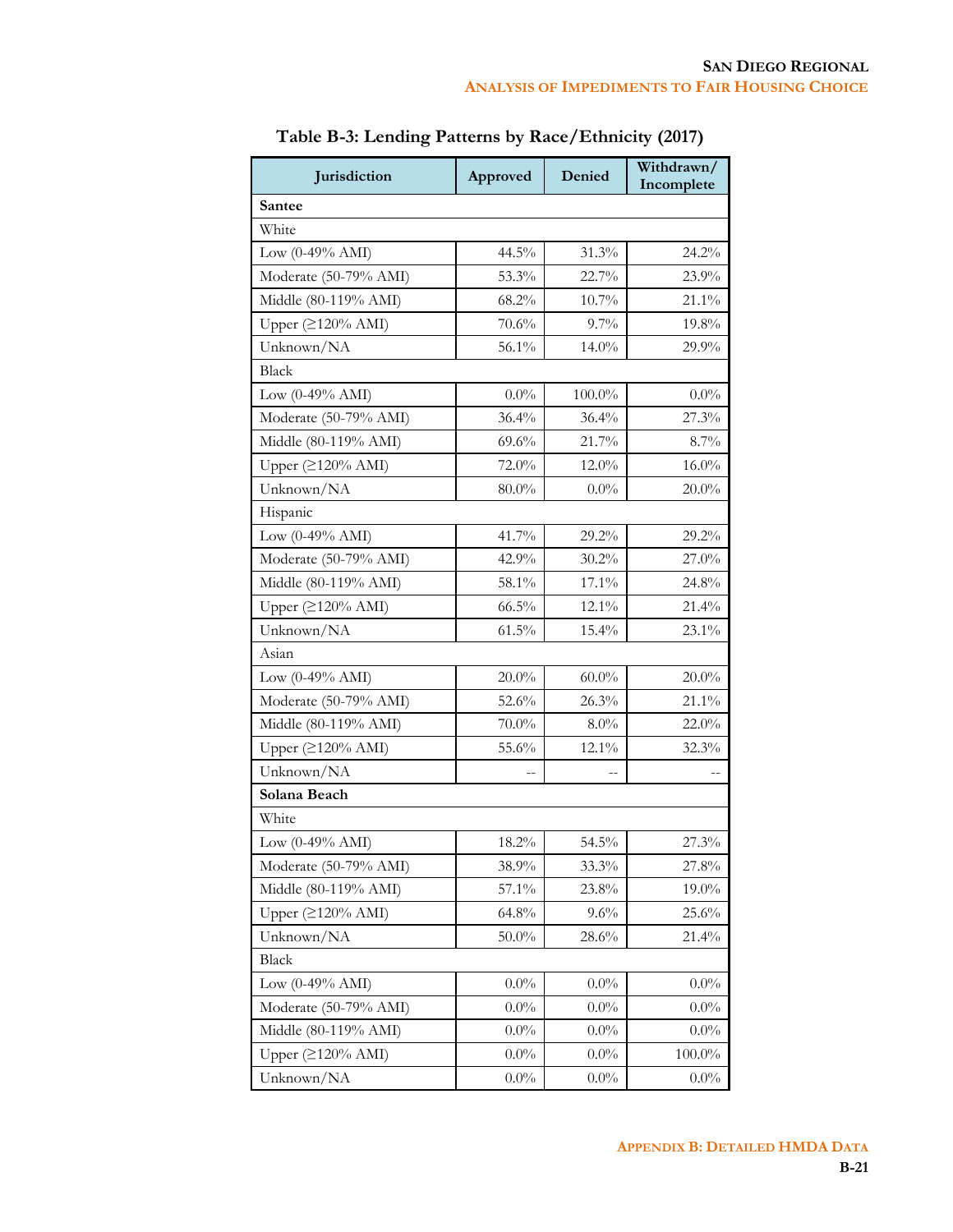**Table B-3: Lending Patterns by Race/Ethnicity (2017)**

| Jurisdiction | Approved | Denied | Withdrawn/ Incomplete |
|---|---|---|---|
| **Santee** | | | |
| White | | | |
| Low (0-49% AMI) | 44.5% | 31.3% | 24.2% |
| Moderate (50-79% AMI) | 53.3% | 22.7% | 23.9% |
| Middle (80-119% AMI) | 68.2% | 10.7% | 21.1% |
| Upper (≥120% AMI) | 70.6% | 9.7% | 19.8% |
| Unknown/NA | 56.1% | 14.0% | 29.9% |
| Black | | | |
| Low (0-49% AMI) | 0.0% | 100.0% | 0.0% |
| Moderate (50-79% AMI) | 36.4% | 36.4% | 27.3% |
| Middle (80-119% AMI) | 69.6% | 21.7% | 8.7% |
| Upper (≥120% AMI) | 72.0% | 12.0% | 16.0% |
| Unknown/NA | 80.0% | 0.0% | 20.0% |
| Hispanic | | | |
| Low (0-49% AMI) | 41.7% | 29.2% | 29.2% |
| Moderate (50-79% AMI) | 42.9% | 30.2% | 27.0% |
| Middle (80-119% AMI) | 58.1% | 17.1% | 24.8% |
| Upper (≥120% AMI) | 66.5% | 12.1% | 21.4% |
| Unknown/NA | 61.5% | 15.4% | 23.1% |
| Asian | | | |
| Low (0-49% AMI) | 20.0% | 60.0% | 20.0% |
| Moderate (50-79% AMI) | 52.6% | 26.3% | 21.1% |
| Middle (80-119% AMI) | 70.0% | 8.0% | 22.0% |
| Upper (≥120% AMI) | 55.6% | 12.1% | 32.3% |
| Unknown/NA | -- | -- | -- |
| **Solana Beach** | | | |
| White | | | |
| Low (0-49% AMI) | 18.2% | 54.5% | 27.3% |
| Moderate (50-79% AMI) | 38.9% | 33.3% | 27.8% |
| Middle (80-119% AMI) | 57.1% | 23.8% | 19.0% |
| Upper (≥120% AMI) | 64.8% | 9.6% | 25.6% |
| Unknown/NA | 50.0% | 28.6% | 21.4% |
| Black | | | |
| Low (0-49% AMI) | 0.0% | 0.0% | 0.0% |
| Moderate (50-79% AMI) | 0.0% | 0.0% | 0.0% |
| Middle (80-119% AMI) | 0.0% | 0.0% | 0.0% |
| Upper (≥120% AMI) | 0.0% | 0.0% | 100.0% |
| Unknown/NA | 0.0% | 0.0% | 0.0% |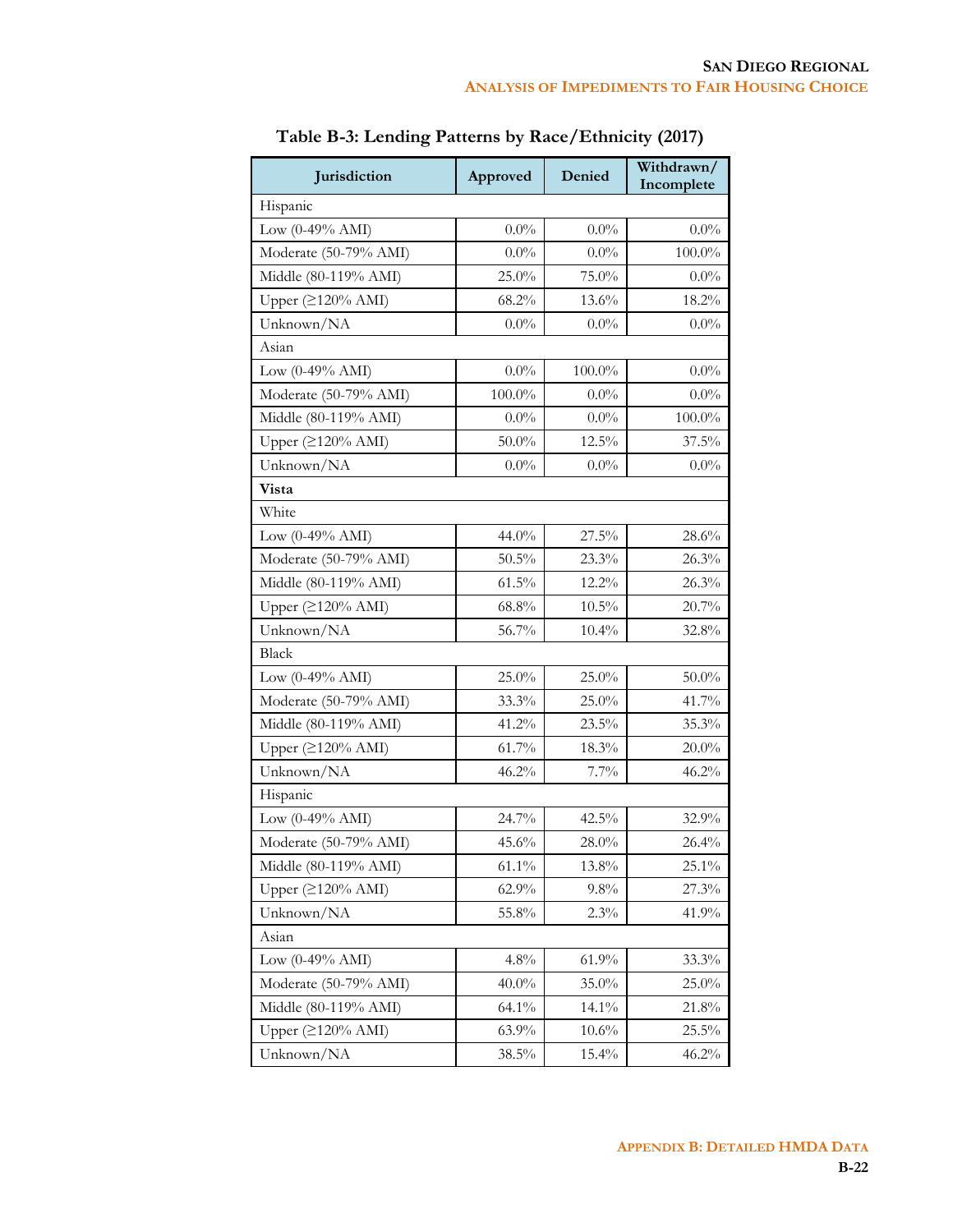**Table B-3: Lending Patterns by Race/Ethnicity (2017)**

| Jurisdiction | Approved | Denied | Withdrawn/ Incomplete |
|---|---|---|---|
| Hispanic | | | |
| Low (0-49% AMI) | 0.0% | 0.0% | 0.0% |
| Moderate (50-79% AMI) | 0.0% | 0.0% | 100.0% |
| Middle (80-119% AMI) | 25.0% | 75.0% | 0.0% |
| Upper (≥120% AMI) | 68.2% | 13.6% | 18.2% |
| Unknown/NA | 0.0% | 0.0% | 0.0% |
| Asian | | | |
| Low (0-49% AMI) | 0.0% | 100.0% | 0.0% |
| Moderate (50-79% AMI) | 100.0% | 0.0% | 0.0% |
| Middle (80-119% AMI) | 0.0% | 0.0% | 100.0% |
| Upper (≥120% AMI) | 50.0% | 12.5% | 37.5% |
| Unknown/NA | 0.0% | 0.0% | 0.0% |
| **Vista** | | | |
| White | | | |
| Low (0-49% AMI) | 44.0% | 27.5% | 28.6% |
| Moderate (50-79% AMI) | 50.5% | 23.3% | 26.3% |
| Middle (80-119% AMI) | 61.5% | 12.2% | 26.3% |
| Upper (≥120% AMI) | 68.8% | 10.5% | 20.7% |
| Unknown/NA | 56.7% | 10.4% | 32.8% |
| Black | | | |
| Low (0-49% AMI) | 25.0% | 25.0% | 50.0% |
| Moderate (50-79% AMI) | 33.3% | 25.0% | 41.7% |
| Middle (80-119% AMI) | 41.2% | 23.5% | 35.3% |
| Upper (≥120% AMI) | 61.7% | 18.3% | 20.0% |
| Unknown/NA | 46.2% | 7.7% | 46.2% |
| Hispanic | | | |
| Low (0-49% AMI) | 24.7% | 42.5% | 32.9% |
| Moderate (50-79% AMI) | 45.6% | 28.0% | 26.4% |
| Middle (80-119% AMI) | 61.1% | 13.8% | 25.1% |
| Upper (≥120% AMI) | 62.9% | 9.8% | 27.3% |
| Unknown/NA | 55.8% | 2.3% | 41.9% |
| Asian | | | |
| Low (0-49% AMI) | 4.8% | 61.9% | 33.3% |
| Moderate (50-79% AMI) | 40.0% | 35.0% | 25.0% |
| Middle (80-119% AMI) | 64.1% | 14.1% | 21.8% |
| Upper (≥120% AMI) | 63.9% | 10.6% | 25.5% |
| Unknown/NA | 38.5% | 15.4% | 46.2% |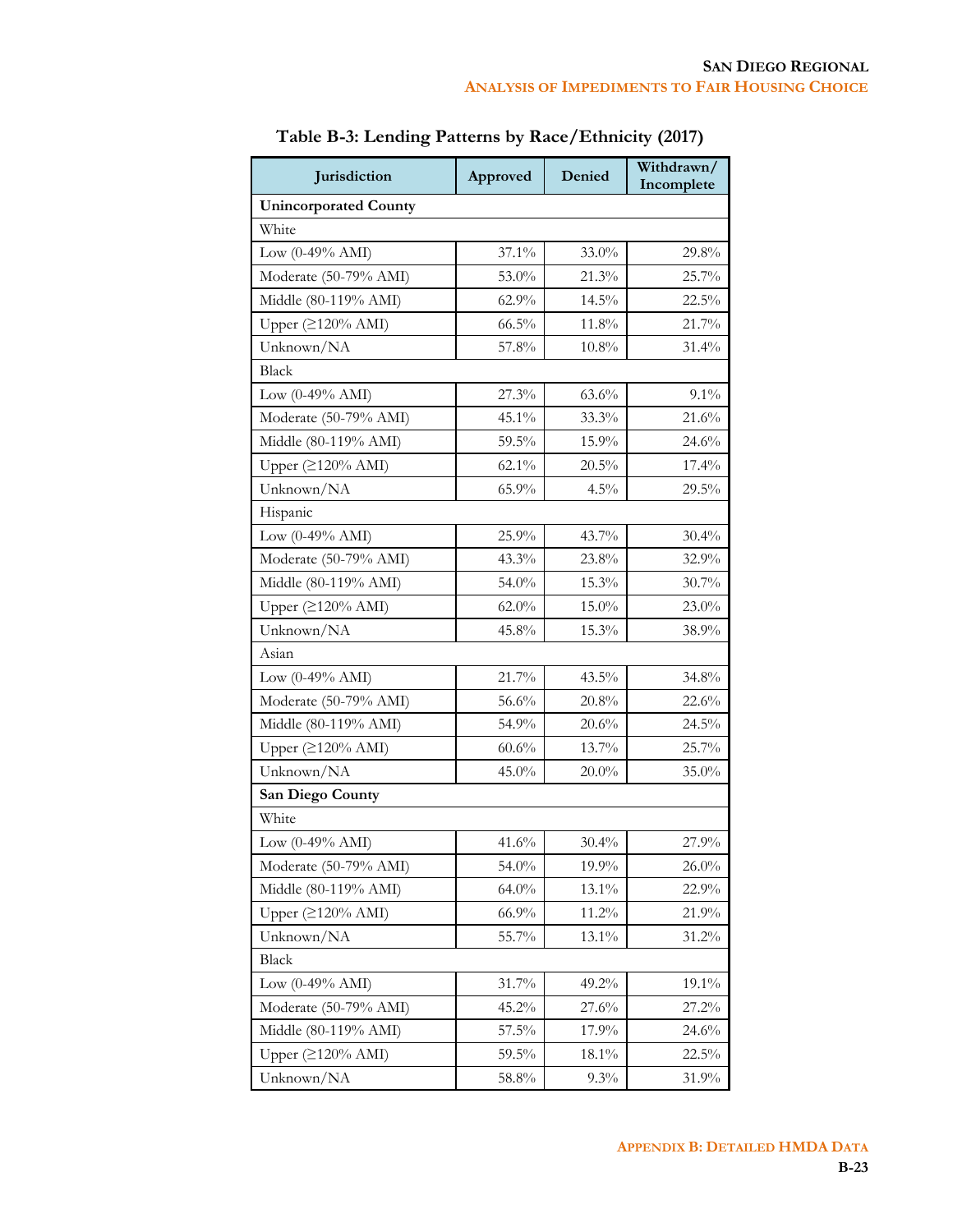**Table B-3: Lending Patterns by Race/Ethnicity (2017)**

| Jurisdiction | Approved | Denied | Withdrawn/ Incomplete |
|---|---|---|---|
| **Unincorporated County** | | | |
| White | | | |
| Low (0-49% AMI) | 37.1% | 33.0% | 29.8% |
| Moderate (50-79% AMI) | 53.0% | 21.3% | 25.7% |
| Middle (80-119% AMI) | 62.9% | 14.5% | 22.5% |
| Upper (≥120% AMI) | 66.5% | 11.8% | 21.7% |
| Unknown/NA | 57.8% | 10.8% | 31.4% |
| Black | | | |
| Low (0-49% AMI) | 27.3% | 63.6% | 9.1% |
| Moderate (50-79% AMI) | 45.1% | 33.3% | 21.6% |
| Middle (80-119% AMI) | 59.5% | 15.9% | 24.6% |
| Upper (≥120% AMI) | 62.1% | 20.5% | 17.4% |
| Unknown/NA | 65.9% | 4.5% | 29.5% |
| Hispanic | | | |
| Low (0-49% AMI) | 25.9% | 43.7% | 30.4% |
| Moderate (50-79% AMI) | 43.3% | 23.8% | 32.9% |
| Middle (80-119% AMI) | 54.0% | 15.3% | 30.7% |
| Upper (≥120% AMI) | 62.0% | 15.0% | 23.0% |
| Unknown/NA | 45.8% | 15.3% | 38.9% |
| Asian | | | |
| Low (0-49% AMI) | 21.7% | 43.5% | 34.8% |
| Moderate (50-79% AMI) | 56.6% | 20.8% | 22.6% |
| Middle (80-119% AMI) | 54.9% | 20.6% | 24.5% |
| Upper (≥120% AMI) | 60.6% | 13.7% | 25.7% |
| Unknown/NA | 45.0% | 20.0% | 35.0% |
| **San Diego County** | | | |
| White | | | |
| Low (0-49% AMI) | 41.6% | 30.4% | 27.9% |
| Moderate (50-79% AMI) | 54.0% | 19.9% | 26.0% |
| Middle (80-119% AMI) | 64.0% | 13.1% | 22.9% |
| Upper (≥120% AMI) | 66.9% | 11.2% | 21.9% |
| Unknown/NA | 55.7% | 13.1% | 31.2% |
| Black | | | |
| Low (0-49% AMI) | 31.7% | 49.2% | 19.1% |
| Moderate (50-79% AMI) | 45.2% | 27.6% | 27.2% |
| Middle (80-119% AMI) | 57.5% | 17.9% | 24.6% |
| Upper (≥120% AMI) | 59.5% | 18.1% | 22.5% |
| Unknown/NA | 58.8% | 9.3% | 31.9% |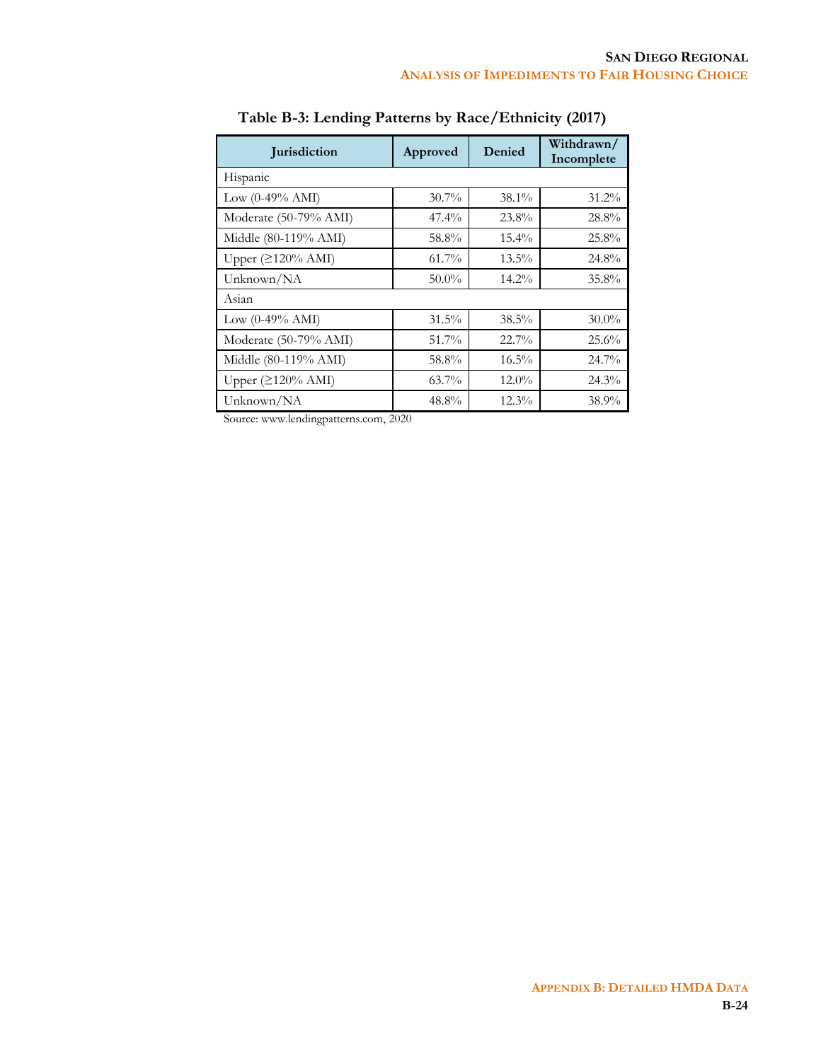### Table B-3: Lending Patterns by Race/Ethnicity (2017)

| Jurisdiction | Approved | Denied | Withdrawn/ Incomplete |
|---|---|---|---|
| Hispanic | | | |
| Low (0-49% AMI) | 30.7% | 38.1% | 31.2% |
| Moderate (50-79% AMI) | 47.4% | 23.8% | 28.8% |
| Middle (80-119% AMI) | 58.8% | 15.4% | 25.8% |
| Upper (≥120% AMI) | 61.7% | 13.5% | 24.8% |
| Unknown/NA | 50.0% | 14.2% | 35.8% |
| Asian | | | |
| Low (0-49% AMI) | 31.5% | 38.5% | 30.0% |
| Moderate (50-79% AMI) | 51.7% | 22.7% | 25.6% |
| Middle (80-119% AMI) | 58.8% | 16.5% | 24.7% |
| Upper (≥120% AMI) | 63.7% | 12.0% | 24.3% |
| Unknown/NA | 48.8% | 12.3% | 38.9% |

Source: www.lendingpatterns.com, 2020